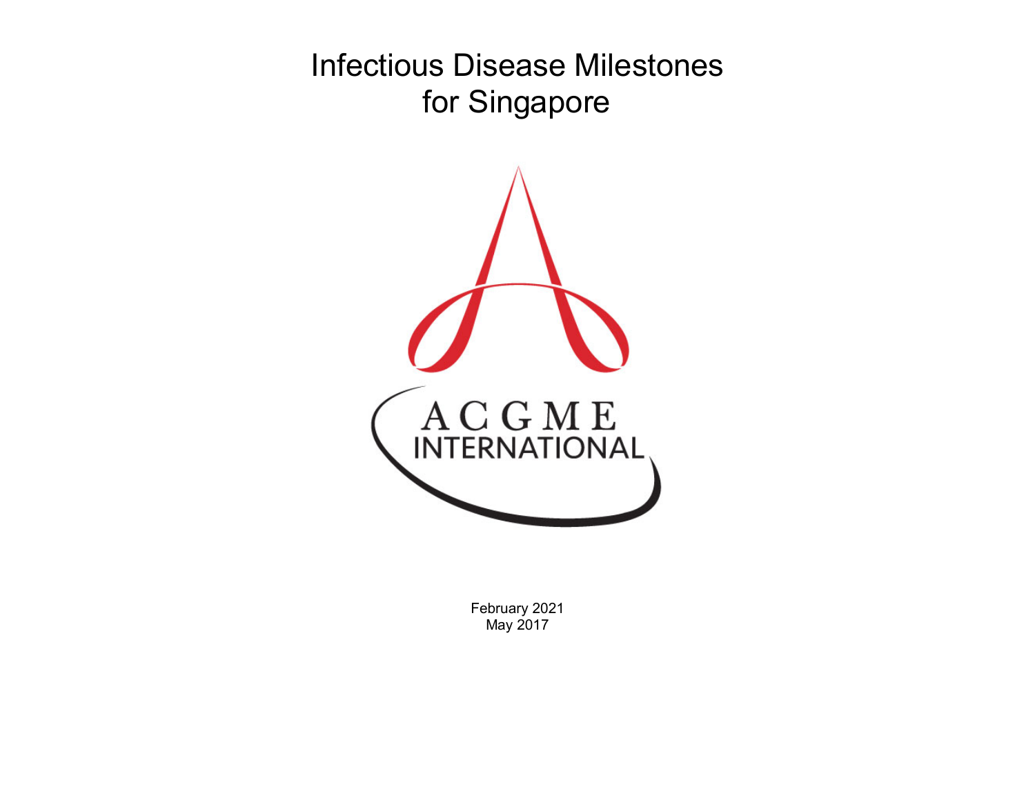# Infectious Disease Milestones for Singapore

ACGME INTERNATIONAL

February 2021
May 2017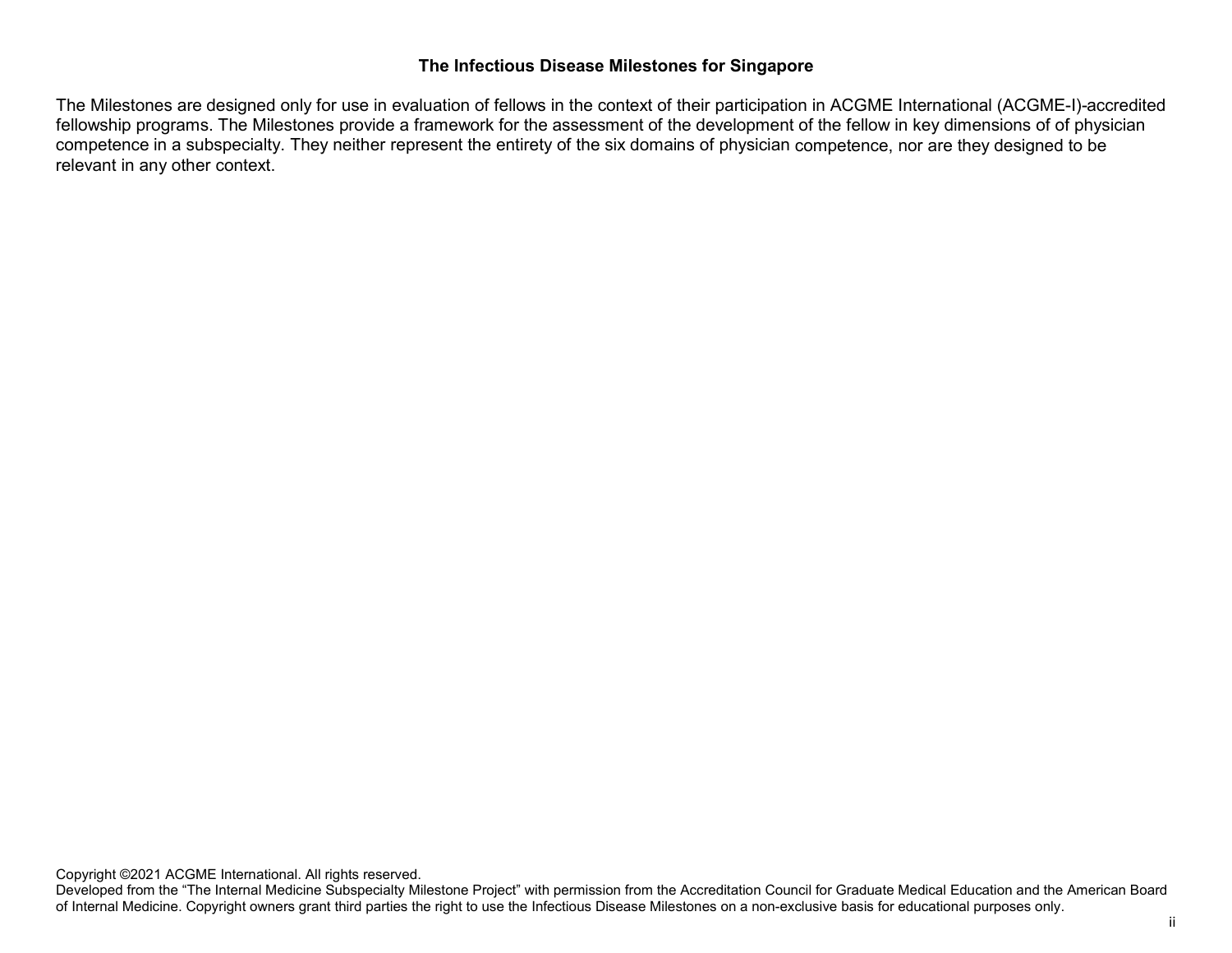**The Infectious Disease Milestones for Singapore**

The Milestones are designed only for use in evaluation of fellows in the context of their participation in ACGME International (ACGME-I)-accredited fellowship programs. The Milestones provide a framework for the assessment of the development of the fellow in key dimensions of of physician competence in a subspecialty. They neither represent the entirety of the six domains of physician competence, nor are they designed to be relevant in any other context.

Copyright ©2021 ACGME International. All rights reserved.
Developed from the "The Internal Medicine Subspecialty Milestone Project" with permission from the Accreditation Council for Graduate Medical Education and the American Board of Internal Medicine. Copyright owners grant third parties the right to use the Infectious Disease Milestones on a non-exclusive basis for educational purposes only.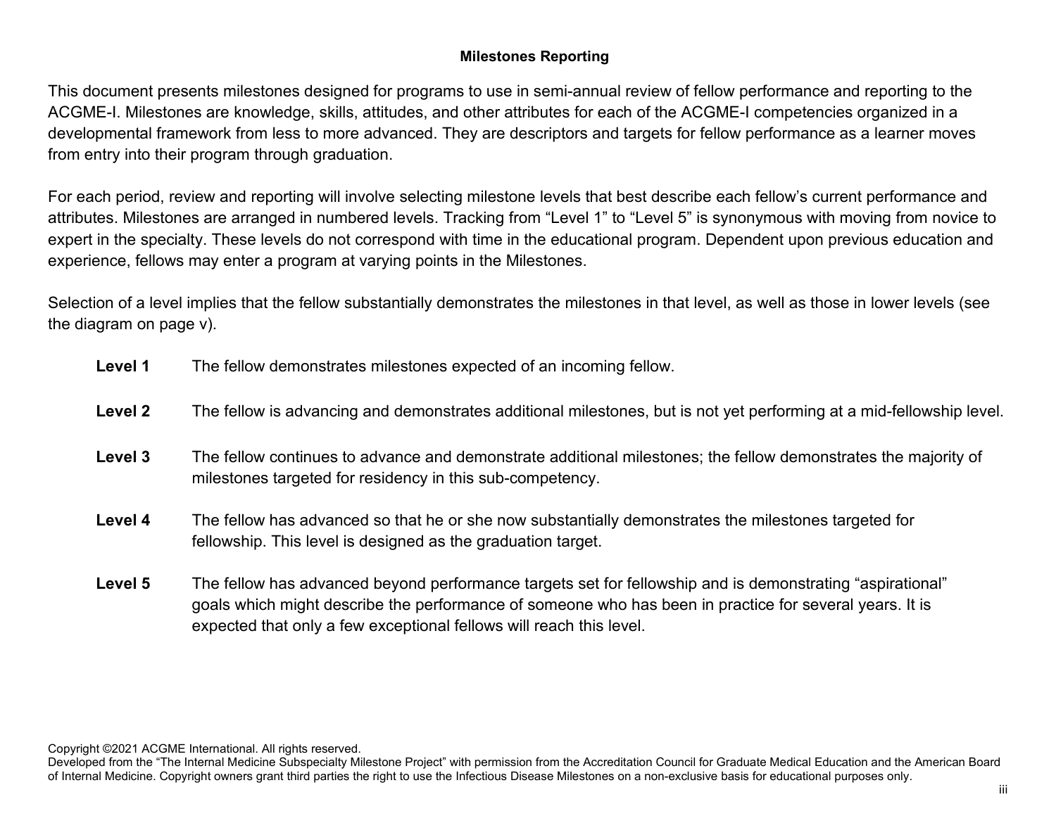## Milestones Reporting

This document presents milestones designed for programs to use in semi-annual review of fellow performance and reporting to the ACGME-I. Milestones are knowledge, skills, attitudes, and other attributes for each of the ACGME-I competencies organized in a developmental framework from less to more advanced. They are descriptors and targets for fellow performance as a learner moves from entry into their program through graduation.

For each period, review and reporting will involve selecting milestone levels that best describe each fellow's current performance and attributes. Milestones are arranged in numbered levels. Tracking from "Level 1" to "Level 5" is synonymous with moving from novice to expert in the specialty. These levels do not correspond with time in the educational program. Dependent upon previous education and experience, fellows may enter a program at varying points in the Milestones.

Selection of a level implies that the fellow substantially demonstrates the milestones in that level, as well as those in lower levels (see the diagram on page v).

**Level 1** The fellow demonstrates milestones expected of an incoming fellow.

**Level 2** The fellow is advancing and demonstrates additional milestones, but is not yet performing at a mid-fellowship level.

**Level 3** The fellow continues to advance and demonstrate additional milestones; the fellow demonstrates the majority of milestones targeted for residency in this sub-competency.

**Level 4** The fellow has advanced so that he or she now substantially demonstrates the milestones targeted for fellowship. This level is designed as the graduation target.

**Level 5** The fellow has advanced beyond performance targets set for fellowship and is demonstrating "aspirational" goals which might describe the performance of someone who has been in practice for several years. It is expected that only a few exceptional fellows will reach this level.

Copyright ©2021 ACGME International. All rights reserved.
Developed from the "The Internal Medicine Subspecialty Milestone Project" with permission from the Accreditation Council for Graduate Medical Education and the American Board of Internal Medicine. Copyright owners grant third parties the right to use the Infectious Disease Milestones on a non-exclusive basis for educational purposes only.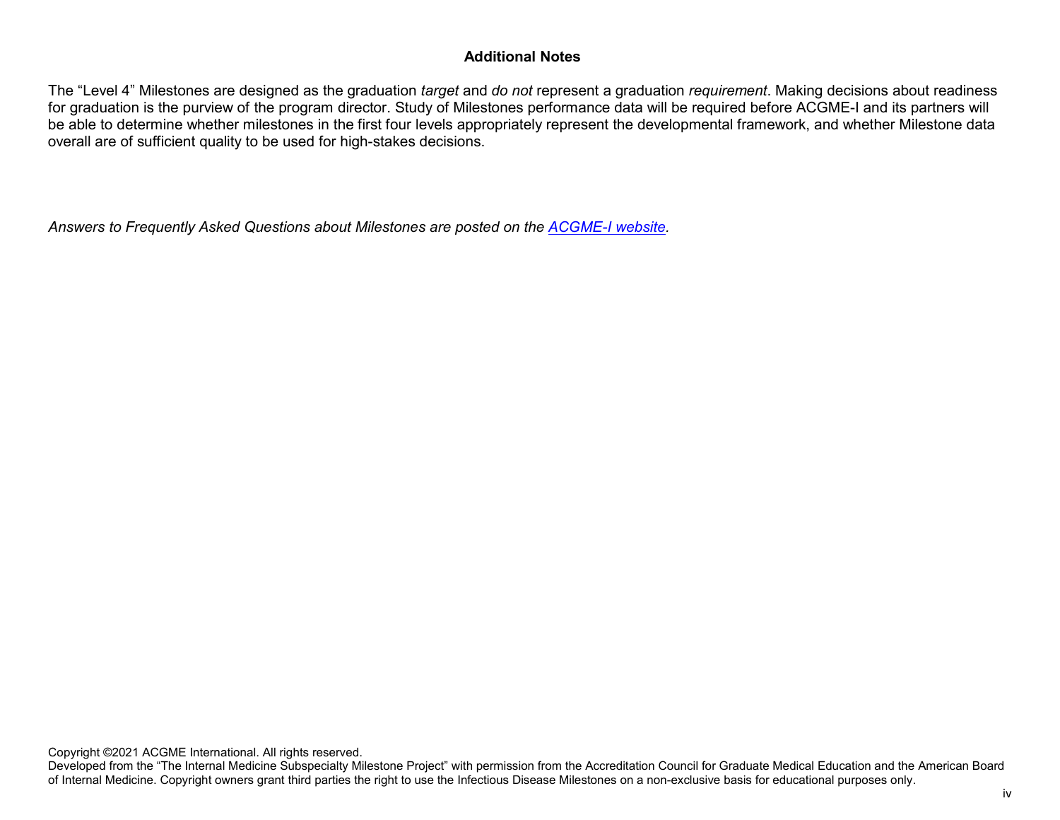## Additional Notes

The “Level 4” Milestones are designed as the graduation *target* and *do not* represent a graduation *requirement*. Making decisions about readiness for graduation is the purview of the program director. Study of Milestones performance data will be required before ACGME-I and its partners will be able to determine whether milestones in the first four levels appropriately represent the developmental framework, and whether Milestone data overall are of sufficient quality to be used for high-stakes decisions.

*Answers to Frequently Asked Questions about Milestones are posted on the [ACGME-I website](ACGME-I website).*

Copyright ©2021 ACGME International. All rights reserved.
Developed from the “The Internal Medicine Subspecialty Milestone Project” with permission from the Accreditation Council for Graduate Medical Education and the American Board of Internal Medicine. Copyright owners grant third parties the right to use the Infectious Disease Milestones on a non-exclusive basis for educational purposes only.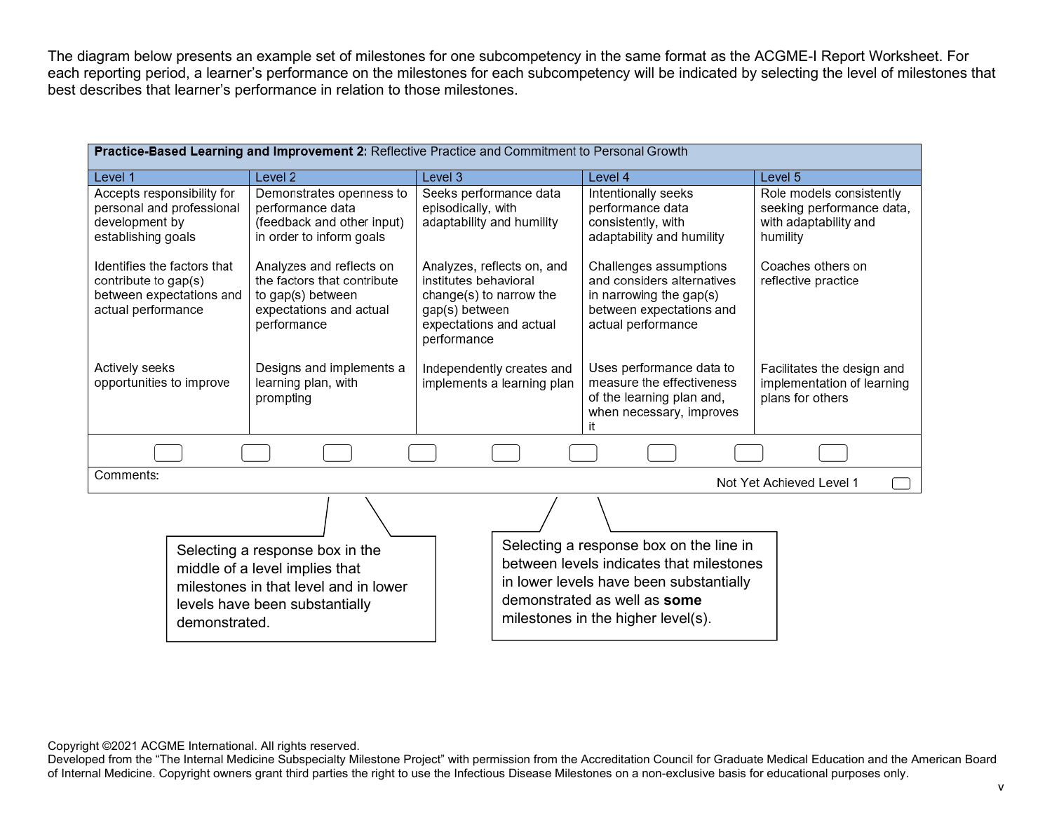The diagram below presents an example set of milestones for one subcompetency in the same format as the ACGME-I Report Worksheet. For each reporting period, a learner's performance on the milestones for each subcompetency will be indicated by selecting the level of milestones that best describes that learner's performance in relation to those milestones.

**Practice-Based Learning and Improvement 2:** Reflective Practice and Commitment to Personal Growth

| Level 1 | Level 2 | Level 3 | Level 4 | Level 5 |
|---|---|---|---|---|
| Accepts responsibility for personal and professional development by establishing goals | Demonstrates openness to performance data (feedback and other input) in order to inform goals | Seeks performance data episodically, with adaptability and humility | Intentionally seeks performance data consistently, with adaptability and humility | Role models consistently seeking performance data, with adaptability and humility |
| Identifies the factors that contribute to gap(s) between expectations and actual performance | Analyzes and reflects on the factors that contribute to gap(s) between expectations and actual performance | Analyzes, reflects on, and institutes behavioral change(s) to narrow the gap(s) between expectations and actual performance | Challenges assumptions and considers alternatives in narrowing the gap(s) between expectations and actual performance | Coaches others on reflective practice |
| Actively seeks opportunities to improve | Designs and implements a learning plan, with prompting | Independently creates and implements a learning plan | Uses performance data to measure the effectiveness of the learning plan and, when necessary, improves it | Facilitates the design and implementation of learning plans for others |

Comments:

Not Yet Achieved Level 1

Selecting a response box in the middle of a level implies that milestones in that level and in lower levels have been substantially demonstrated.

Selecting a response box on the line in between levels indicates that milestones in lower levels have been substantially demonstrated as well as **some** milestones in the higher level(s).

Copyright ©2021 ACGME International. All rights reserved.
Developed from the "The Internal Medicine Subspecialty Milestone Project" with permission from the Accreditation Council for Graduate Medical Education and the American Board of Internal Medicine. Copyright owners grant third parties the right to use the Infectious Disease Milestones on a non-exclusive basis for educational purposes only.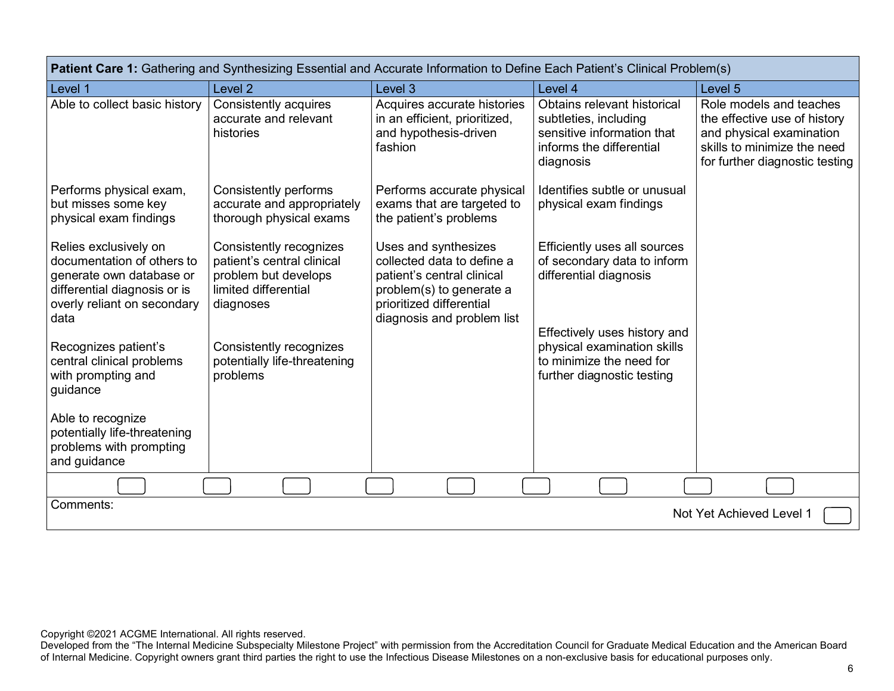| **Patient Care 1:** Gathering and Synthesizing Essential and Accurate Information to Define Each Patient's Clinical Problem(s) | | | | |
|---|---|---|---|---|
| Level 1 | Level 2 | Level 3 | Level 4 | Level 5 |
| Able to collect basic history | Consistently acquires accurate and relevant histories | Acquires accurate histories in an efficient, prioritized, and hypothesis-driven fashion | Obtains relevant historical subtleties, including sensitive information that informs the differential diagnosis | Role models and teaches the effective use of history and physical examination skills to minimize the need for further diagnostic testing |
| Performs physical exam, but misses some key physical exam findings | Consistently performs accurate and appropriately thorough physical exams | Performs accurate physical exams that are targeted to the patient's problems | Identifies subtle or unusual physical exam findings | |
| Relies exclusively on documentation of others to generate own database or differential diagnosis or is overly reliant on secondary data | Consistently recognizes patient's central clinical problem but develops limited differential diagnoses | Uses and synthesizes collected data to define a patient's central clinical problem(s) to generate a prioritized differential diagnosis and problem list | Efficiently uses all sources of secondary data to inform differential diagnosis | |
| Recognizes patient's central clinical problems with prompting and guidance | Consistently recognizes potentially life-threatening problems | | Effectively uses history and physical examination skills to minimize the need for further diagnostic testing | |
| Able to recognize potentially life-threatening problems with prompting and guidance | | | | |

Comments:

Not Yet Achieved Level 1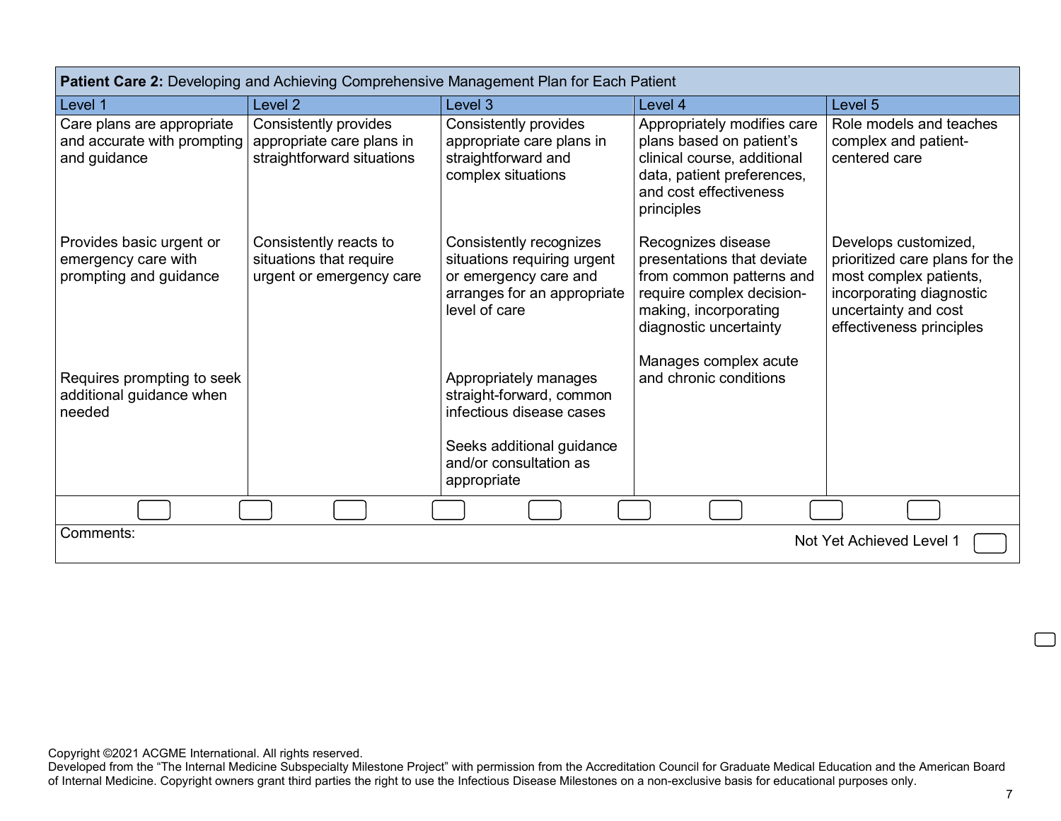| **Patient Care 2:** Developing and Achieving Comprehensive Management Plan for Each Patient | | | | |
|---|---|---|---|---|
| Level 1 | Level 2 | Level 3 | Level 4 | Level 5 |
| Care plans are appropriate and accurate with prompting and guidance | Consistently provides appropriate care plans in straightforward situations | Consistently provides appropriate care plans in straightforward and complex situations | Appropriately modifies care plans based on patient's clinical course, additional data, patient preferences, and cost effectiveness principles | Role models and teaches complex and patient-centered care |
| Provides basic urgent or emergency care with prompting and guidance | Consistently reacts to situations that require urgent or emergency care | Consistently recognizes situations requiring urgent or emergency care and arranges for an appropriate level of care | Recognizes disease presentations that deviate from common patterns and require complex decision-making, incorporating diagnostic uncertainty | Develops customized, prioritized care plans for the most complex patients, incorporating diagnostic uncertainty and cost effectiveness principles |
| Requires prompting to seek additional guidance when needed | | Appropriately manages straight-forward, common infectious disease cases<br><br>Seeks additional guidance and/or consultation as appropriate | Manages complex acute and chronic conditions | |

Comments:

Not Yet Achieved Level 1

Copyright ©2021 ACGME International. All rights reserved.
Developed from the "The Internal Medicine Subspecialty Milestone Project" with permission from the Accreditation Council for Graduate Medical Education and the American Board of Internal Medicine. Copyright owners grant third parties the right to use the Infectious Disease Milestones on a non-exclusive basis for educational purposes only.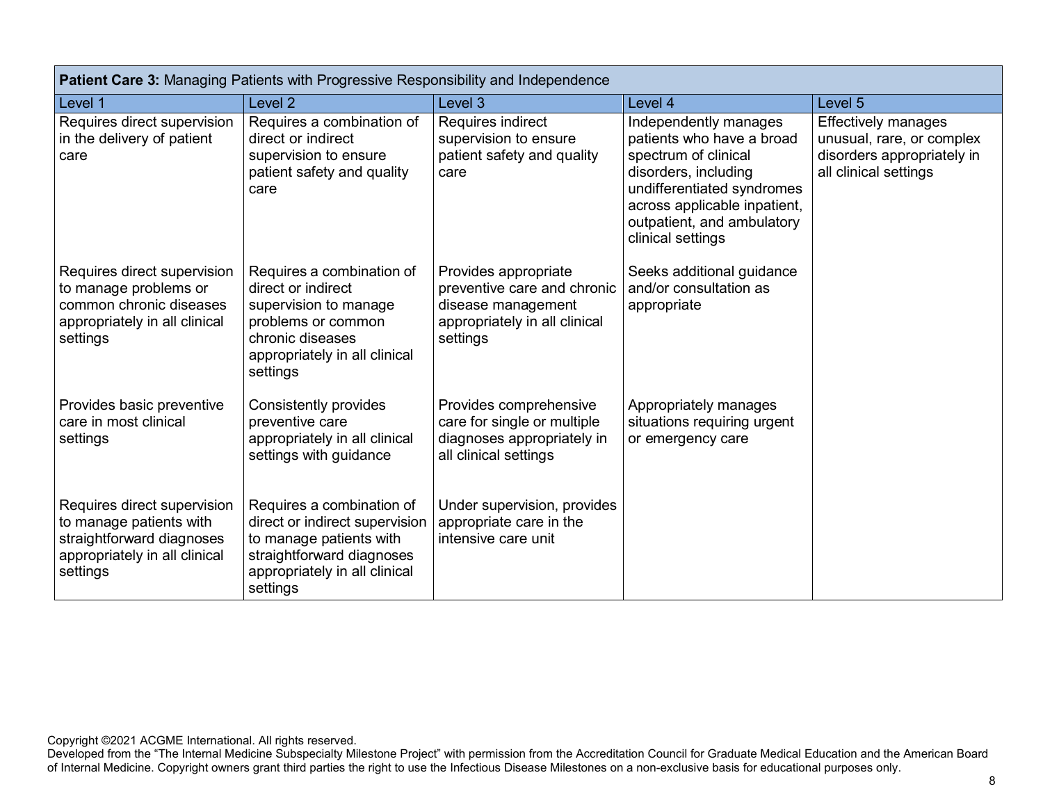| **Patient Care 3:** Managing Patients with Progressive Responsibility and Independence | | | | |
|---|---|---|---|---|
| Level 1 | Level 2 | Level 3 | Level 4 | Level 5 |
| Requires direct supervision in the delivery of patient care | Requires a combination of direct or indirect supervision to ensure patient safety and quality care | Requires indirect supervision to ensure patient safety and quality care | Independently manages patients who have a broad spectrum of clinical disorders, including undifferentiated syndromes across applicable inpatient, outpatient, and ambulatory clinical settings | Effectively manages unusual, rare, or complex disorders appropriately in all clinical settings |
| Requires direct supervision to manage problems or common chronic diseases appropriately in all clinical settings | Requires a combination of direct or indirect supervision to manage problems or common chronic diseases appropriately in all clinical settings | Provides appropriate preventive care and chronic disease management appropriately in all clinical settings | Seeks additional guidance and/or consultation as appropriate | |
| Provides basic preventive care in most clinical settings | Consistently provides preventive care appropriately in all clinical settings with guidance | Provides comprehensive care for single or multiple diagnoses appropriately in all clinical settings | Appropriately manages situations requiring urgent or emergency care | |
| Requires direct supervision to manage patients with straightforward diagnoses appropriately in all clinical settings | Requires a combination of direct or indirect supervision to manage patients with straightforward diagnoses appropriately in all clinical settings | Under supervision, provides appropriate care in the intensive care unit | | |

Copyright ©2021 ACGME International. All rights reserved.
Developed from the "The Internal Medicine Subspecialty Milestone Project" with permission from the Accreditation Council for Graduate Medical Education and the American Board of Internal Medicine. Copyright owners grant third parties the right to use the Infectious Disease Milestones on a non-exclusive basis for educational purposes only.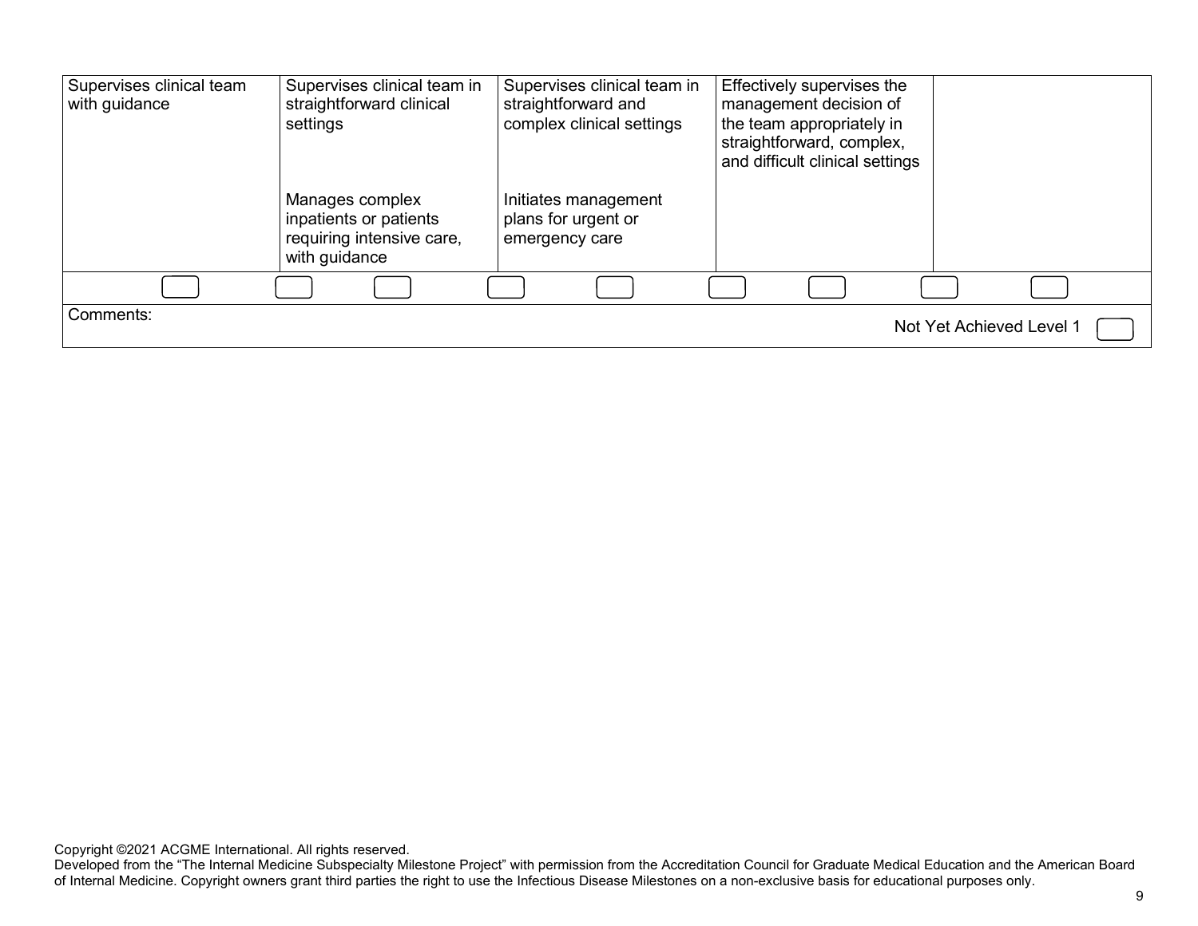| | | | | |
|---|---|---|---|---|
| Supervises clinical team with guidance | Supervises clinical team in straightforward clinical settings<br><br>Manages complex inpatients or patients requiring intensive care, with guidance | Supervises clinical team in straightforward and complex clinical settings<br><br>Initiates management plans for urgent or emergency care | Effectively supervises the management decision of the team appropriately in straightforward, complex, and difficult clinical settings | |

Comments:

Not Yet Achieved Level 1

Copyright ©2021 ACGME International. All rights reserved.
Developed from the "The Internal Medicine Subspecialty Milestone Project" with permission from the Accreditation Council for Graduate Medical Education and the American Board of Internal Medicine. Copyright owners grant third parties the right to use the Infectious Disease Milestones on a non-exclusive basis for educational purposes only.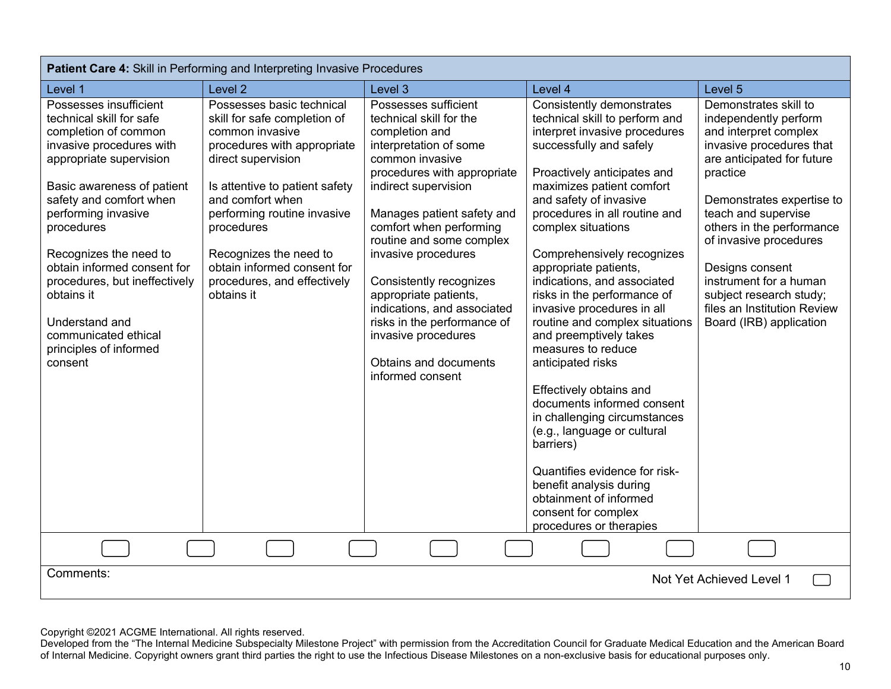| **Patient Care 4:** Skill in Performing and Interpreting Invasive Procedures | | | | |
|---|---|---|---|---|
| Level 1 | Level 2 | Level 3 | Level 4 | Level 5 |
| Possesses insufficient technical skill for safe completion of common invasive procedures with appropriate supervision<br><br>Basic awareness of patient safety and comfort when performing invasive procedures<br><br>Recognizes the need to obtain informed consent for procedures, but ineffectively obtains it<br><br>Understand and communicated ethical principles of informed consent | Possesses basic technical skill for safe completion of common invasive procedures with appropriate direct supervision<br><br>Is attentive to patient safety and comfort when performing routine invasive procedures<br><br>Recognizes the need to obtain informed consent for procedures, and effectively obtains it | Possesses sufficient technical skill for the completion and interpretation of some common invasive procedures with appropriate indirect supervision<br><br>Manages patient safety and comfort when performing routine and some complex invasive procedures<br><br>Consistently recognizes appropriate patients, indications, and associated risks in the performance of invasive procedures<br><br>Obtains and documents informed consent | Consistently demonstrates technical skill to perform and interpret invasive procedures successfully and safely<br><br>Proactively anticipates and maximizes patient comfort and safety of invasive procedures in all routine and complex situations<br><br>Comprehensively recognizes appropriate patients, indications, and associated risks in the performance of invasive procedures in all routine and complex situations and preemptively takes measures to reduce anticipated risks<br><br>Effectively obtains and documents informed consent in challenging circumstances (e.g., language or cultural barriers)<br><br>Quantifies evidence for risk-benefit analysis during obtainment of informed consent for complex procedures or therapies | Demonstrates skill to independently perform and interpret complex invasive procedures that are anticipated for future practice<br><br>Demonstrates expertise to teach and supervise others in the performance of invasive procedures<br><br>Designs consent instrument for a human subject research study; files an Institution Review Board (IRB) application |

Comments:

Not Yet Achieved Level 1

Copyright ©2021 ACGME International. All rights reserved.
Developed from the "The Internal Medicine Subspecialty Milestone Project" with permission from the Accreditation Council for Graduate Medical Education and the American Board of Internal Medicine. Copyright owners grant third parties the right to use the Infectious Disease Milestones on a non-exclusive basis for educational purposes only.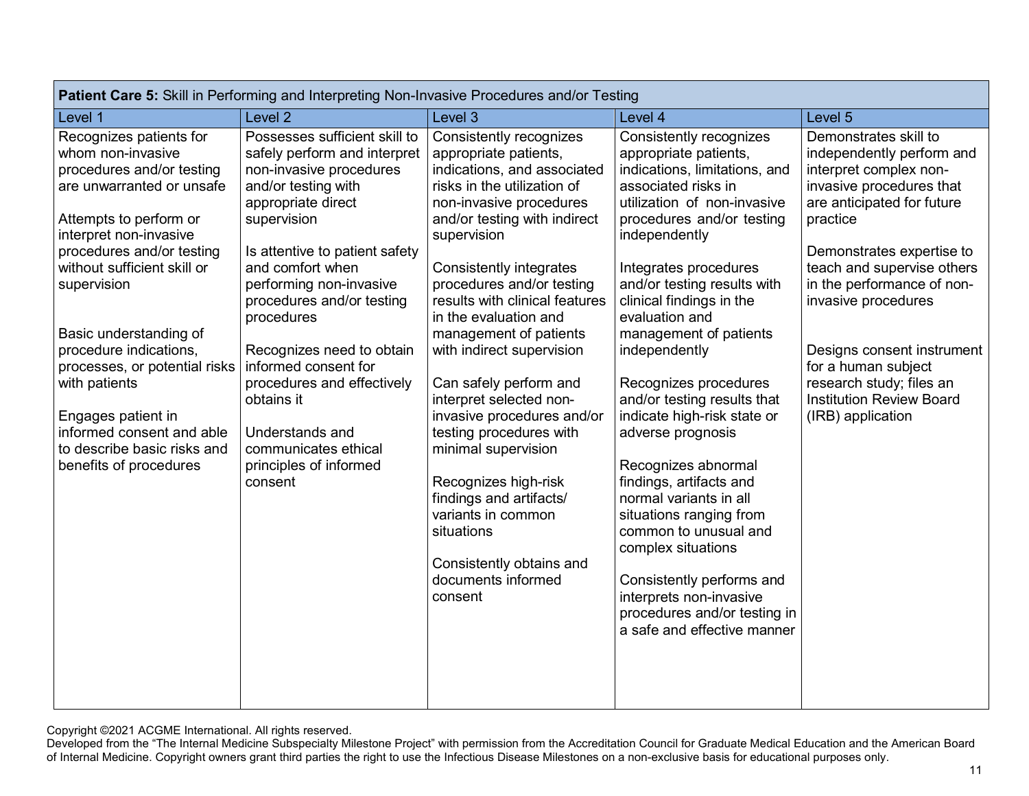| **Patient Care 5:** Skill in Performing and Interpreting Non-Invasive Procedures and/or Testing | | | | |
|---|---|---|---|---|
| Level 1 | Level 2 | Level 3 | Level 4 | Level 5 |
| Recognizes patients for whom non-invasive procedures and/or testing are unwarranted or unsafe<br><br>Attempts to perform or interpret non-invasive procedures and/or testing without sufficient skill or supervision<br><br>Basic understanding of procedure indications, processes, or potential risks with patients<br><br>Engages patient in informed consent and able to describe basic risks and benefits of procedures | Possesses sufficient skill to safely perform and interpret non-invasive procedures and/or testing with appropriate direct supervision<br><br>Is attentive to patient safety and comfort when performing non-invasive procedures and/or testing procedures<br><br>Recognizes need to obtain informed consent for procedures and effectively obtains it<br><br>Understands and communicates ethical principles of informed consent | Consistently recognizes appropriate patients, indications, and associated risks in the utilization of non-invasive procedures and/or testing with indirect supervision<br><br>Consistently integrates procedures and/or testing results with clinical features in the evaluation and management of patients with indirect supervision<br><br>Can safely perform and interpret selected non-invasive procedures and/or testing procedures with minimal supervision<br><br>Recognizes high-risk findings and artifacts/ variants in common situations<br><br>Consistently obtains and documents informed consent | Consistently recognizes appropriate patients, indications, limitations, and associated risks in utilization of non-invasive procedures and/or testing independently<br><br>Integrates procedures and/or testing results with clinical findings in the evaluation and management of patients independently<br><br>Recognizes procedures and/or testing results that indicate high-risk state or adverse prognosis<br><br>Recognizes abnormal findings, artifacts and normal variants in all situations ranging from common to unusual and complex situations<br><br>Consistently performs and interprets non-invasive procedures and/or testing in a safe and effective manner | Demonstrates skill to independently perform and interpret complex non-invasive procedures that are anticipated for future practice<br><br>Demonstrates expertise to teach and supervise others in the performance of non-invasive procedures<br><br>Designs consent instrument for a human subject research study; files an Institution Review Board (IRB) application |

Copyright ©2021 ACGME International. All rights reserved.
Developed from the "The Internal Medicine Subspecialty Milestone Project" with permission from the Accreditation Council for Graduate Medical Education and the American Board of Internal Medicine. Copyright owners grant third parties the right to use the Infectious Disease Milestones on a non-exclusive basis for educational purposes only.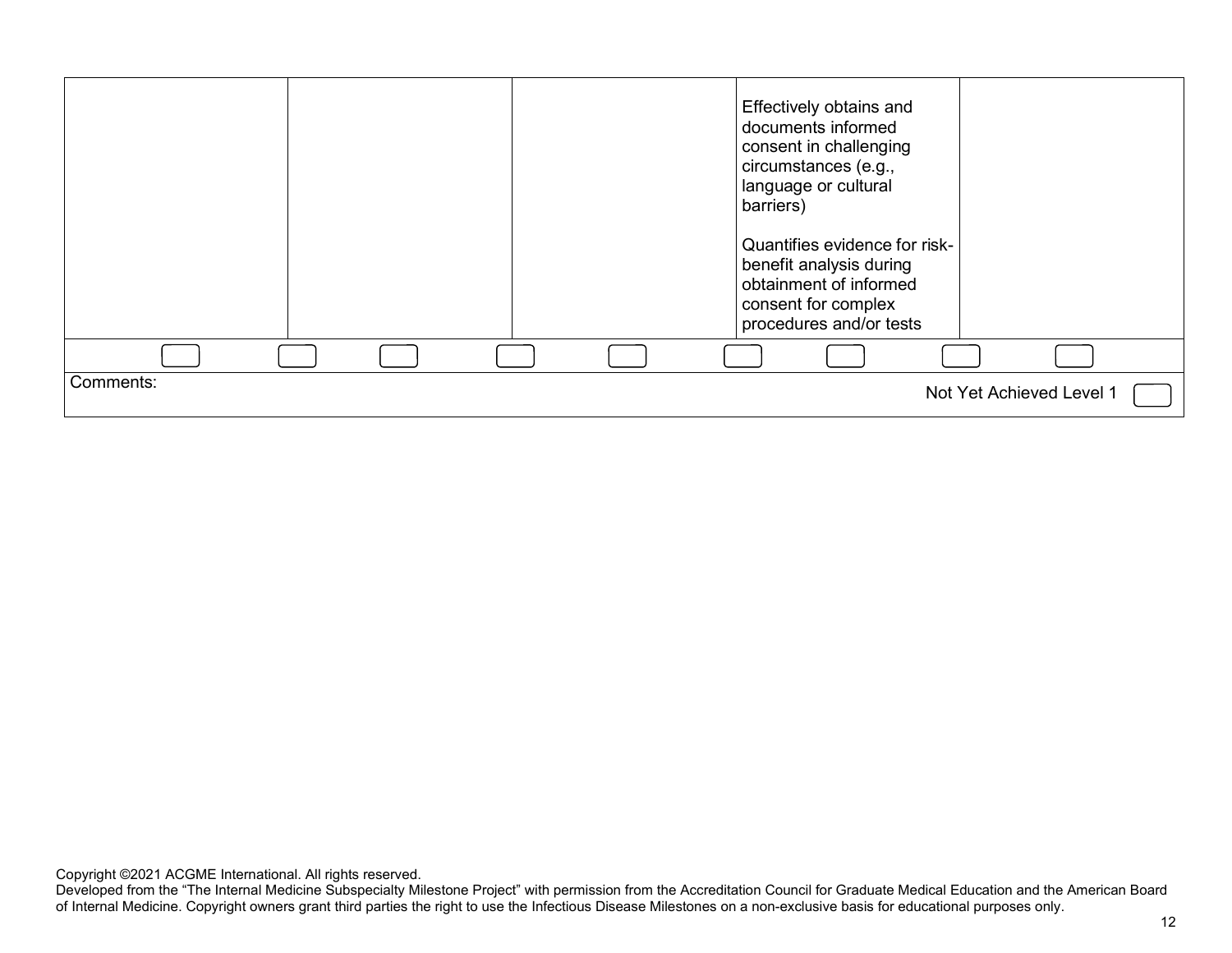| | | | | |
|---|---|---|---|---|
| | | | Effectively obtains and documents informed consent in challenging circumstances (e.g., language or cultural barriers)<br><br>Quantifies evidence for risk-benefit analysis during obtainment of informed consent for complex procedures and/or tests | |

Comments:

Not Yet Achieved Level 1

Copyright ©2021 ACGME International. All rights reserved.
Developed from the "The Internal Medicine Subspecialty Milestone Project" with permission from the Accreditation Council for Graduate Medical Education and the American Board of Internal Medicine. Copyright owners grant third parties the right to use the Infectious Disease Milestones on a non-exclusive basis for educational purposes only.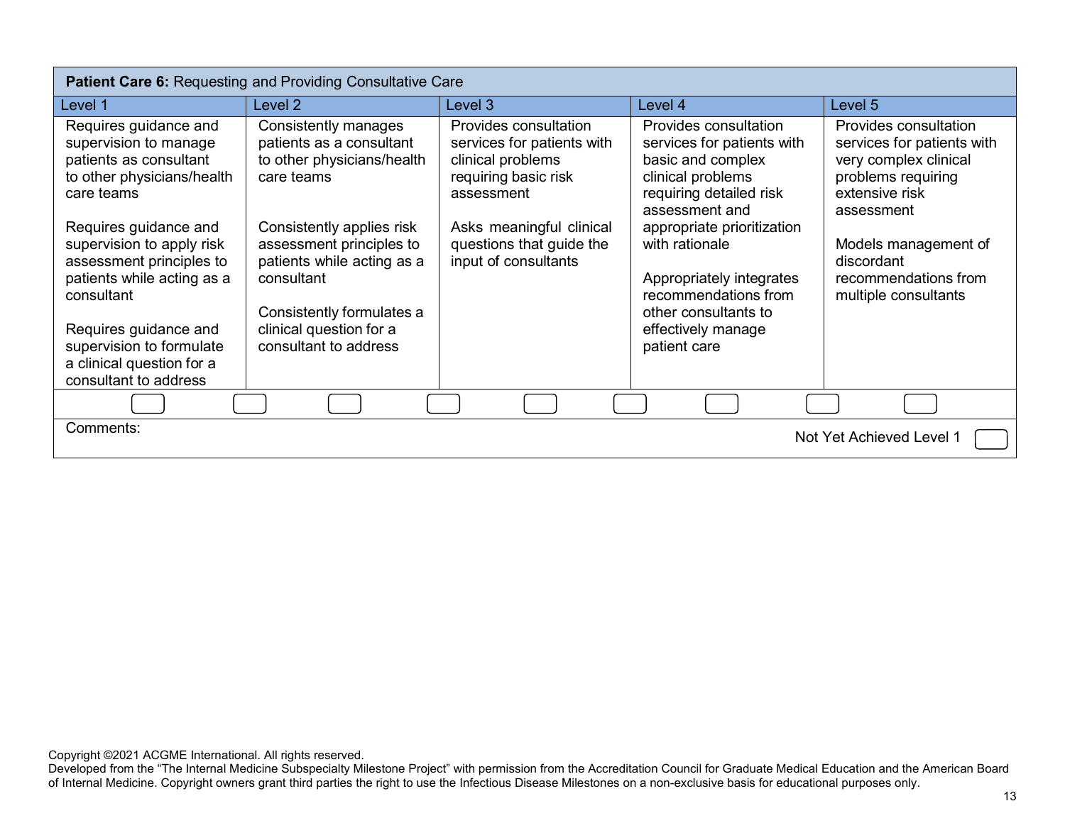| **Patient Care 6:** Requesting and Providing Consultative Care | | | | |
|---|---|---|---|---|
| Level 1 | Level 2 | Level 3 | Level 4 | Level 5 |
| Requires guidance and supervision to manage patients as consultant to other physicians/health care teams<br><br>Requires guidance and supervision to apply risk assessment principles to patients while acting as a consultant<br><br>Requires guidance and supervision to formulate a clinical question for a consultant to address | Consistently manages patients as a consultant to other physicians/health care teams<br><br>Consistently applies risk assessment principles to patients while acting as a consultant<br><br>Consistently formulates a clinical question for a consultant to address | Provides consultation services for patients with clinical problems requiring basic risk assessment<br><br>Asks meaningful clinical questions that guide the input of consultants | Provides consultation services for patients with basic and complex clinical problems requiring detailed risk assessment and appropriate prioritization with rationale<br><br>Appropriately integrates recommendations from other consultants to effectively manage patient care | Provides consultation services for patients with very complex clinical problems requiring extensive risk assessment<br><br>Models management of discordant recommendations from multiple consultants |

Comments:

Not Yet Achieved Level 1

Copyright ©2021 ACGME International. All rights reserved.
Developed from the "The Internal Medicine Subspecialty Milestone Project" with permission from the Accreditation Council for Graduate Medical Education and the American Board of Internal Medicine. Copyright owners grant third parties the right to use the Infectious Disease Milestones on a non-exclusive basis for educational purposes only.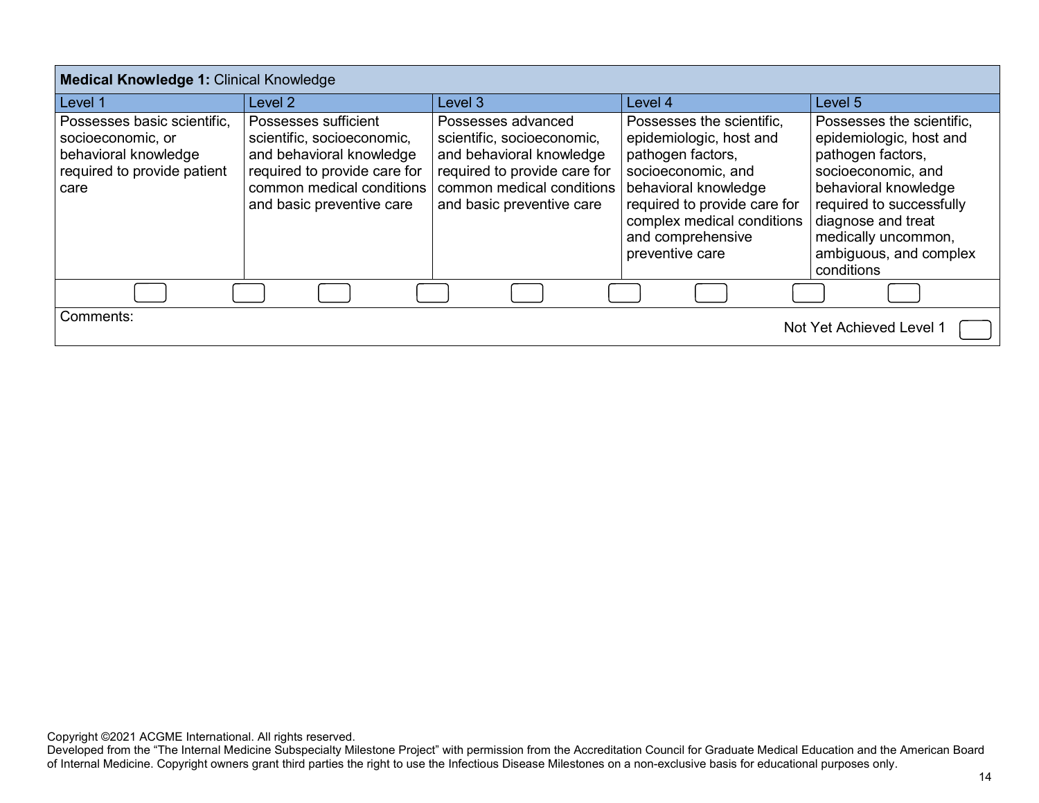| **Medical Knowledge 1:** Clinical Knowledge | | | | |
|---|---|---|---|---|
| Level 1 | Level 2 | Level 3 | Level 4 | Level 5 |
| Possesses basic scientific, socioeconomic, or behavioral knowledge required to provide patient care | Possesses sufficient scientific, socioeconomic, and behavioral knowledge required to provide care for common medical conditions and basic preventive care | Possesses advanced scientific, socioeconomic, and behavioral knowledge required to provide care for common medical conditions and basic preventive care | Possesses the scientific, epidemiologic, host and pathogen factors, socioeconomic, and behavioral knowledge required to provide care for complex medical conditions and comprehensive preventive care | Possesses the scientific, epidemiologic, host and pathogen factors, socioeconomic, and behavioral knowledge required to successfully diagnose and treat medically uncommon, ambiguous, and complex conditions |

Comments:

Not Yet Achieved Level 1

Copyright ©2021 ACGME International. All rights reserved.
Developed from the "The Internal Medicine Subspecialty Milestone Project" with permission from the Accreditation Council for Graduate Medical Education and the American Board of Internal Medicine. Copyright owners grant third parties the right to use the Infectious Disease Milestones on a non-exclusive basis for educational purposes only.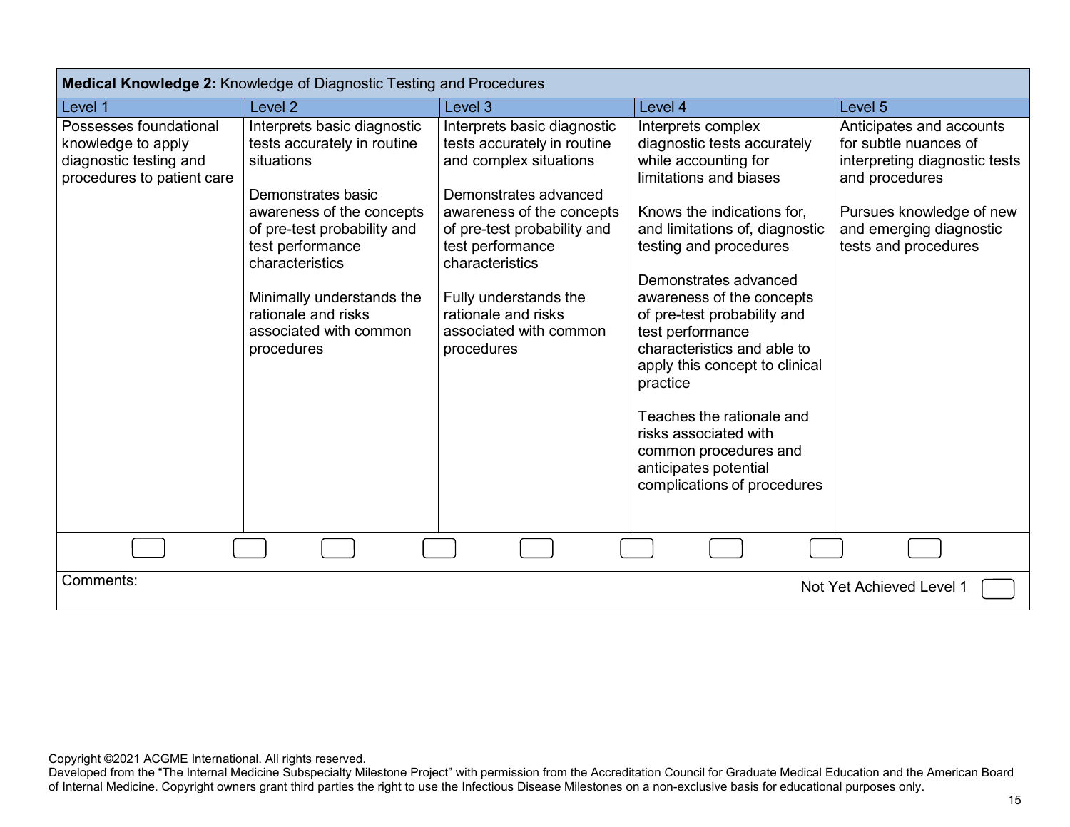| **Medical Knowledge 2:** Knowledge of Diagnostic Testing and Procedures | | | | |
|---|---|---|---|---|
| Level 1 | Level 2 | Level 3 | Level 4 | Level 5 |
| Possesses foundational knowledge to apply diagnostic testing and procedures to patient care | Interprets basic diagnostic tests accurately in routine situations<br><br>Demonstrates basic awareness of the concepts of pre-test probability and test performance characteristics<br><br>Minimally understands the rationale and risks associated with common procedures | Interprets basic diagnostic tests accurately in routine and complex situations<br><br>Demonstrates advanced awareness of the concepts of pre-test probability and test performance characteristics<br><br>Fully understands the rationale and risks associated with common procedures | Interprets complex diagnostic tests accurately while accounting for limitations and biases<br><br>Knows the indications for, and limitations of, diagnostic testing and procedures<br><br>Demonstrates advanced awareness of the concepts of pre-test probability and test performance characteristics and able to apply this concept to clinical practice<br><br>Teaches the rationale and risks associated with common procedures and anticipates potential complications of procedures | Anticipates and accounts for subtle nuances of interpreting diagnostic tests and procedures<br><br>Pursues knowledge of new and emerging diagnostic tests and procedures |

Comments:

Not Yet Achieved Level 1

Copyright ©2021 ACGME International. All rights reserved.
Developed from the "The Internal Medicine Subspecialty Milestone Project" with permission from the Accreditation Council for Graduate Medical Education and the American Board of Internal Medicine. Copyright owners grant third parties the right to use the Infectious Disease Milestones on a non-exclusive basis for educational purposes only.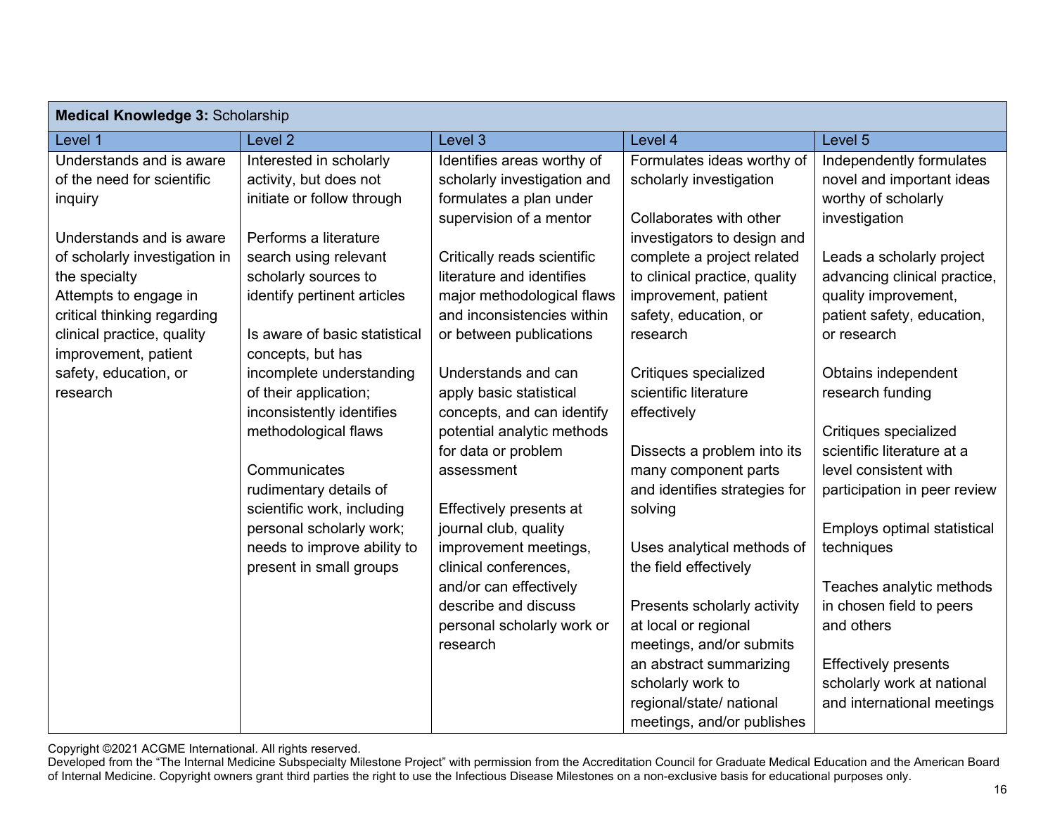| **Medical Knowledge 3:** Scholarship | | | | |
|---|---|---|---|---|
| Level 1 | Level 2 | Level 3 | Level 4 | Level 5 |
| Understands and is aware of the need for scientific inquiry<br><br>Understands and is aware of scholarly investigation in the specialty<br>Attempts to engage in critical thinking regarding clinical practice, quality improvement, patient safety, education, or research | Interested in scholarly activity, but does not initiate or follow through<br><br>Performs a literature search using relevant scholarly sources to identify pertinent articles<br><br>Is aware of basic statistical concepts, but has incomplete understanding of their application; inconsistently identifies methodological flaws<br><br>Communicates rudimentary details of scientific work, including personal scholarly work; needs to improve ability to present in small groups | Identifies areas worthy of scholarly investigation and formulates a plan under supervision of a mentor<br><br>Critically reads scientific literature and identifies major methodological flaws and inconsistencies within or between publications<br><br>Understands and can apply basic statistical concepts, and can identify potential analytic methods for data or problem assessment<br><br>Effectively presents at journal club, quality improvement meetings, clinical conferences, and/or can effectively describe and discuss personal scholarly work or research | Formulates ideas worthy of scholarly investigation<br><br>Collaborates with other investigators to design and complete a project related to clinical practice, quality improvement, patient safety, education, or research<br><br>Critiques specialized scientific literature effectively<br><br>Dissects a problem into its many component parts and identifies strategies for solving<br><br>Uses analytical methods of the field effectively<br><br>Presents scholarly activity at local or regional meetings, and/or submits an abstract summarizing scholarly work to regional/state/ national meetings, and/or publishes | Independently formulates novel and important ideas worthy of scholarly investigation<br><br>Leads a scholarly project advancing clinical practice, quality improvement, patient safety, education, or research<br><br>Obtains independent research funding<br><br>Critiques specialized scientific literature at a level consistent with participation in peer review<br><br>Employs optimal statistical techniques<br><br>Teaches analytic methods in chosen field to peers and others<br><br>Effectively presents scholarly work at national and international meetings |

Copyright ©2021 ACGME International. All rights reserved.
Developed from the "The Internal Medicine Subspecialty Milestone Project" with permission from the Accreditation Council for Graduate Medical Education and the American Board of Internal Medicine. Copyright owners grant third parties the right to use the Infectious Disease Milestones on a non-exclusive basis for educational purposes only.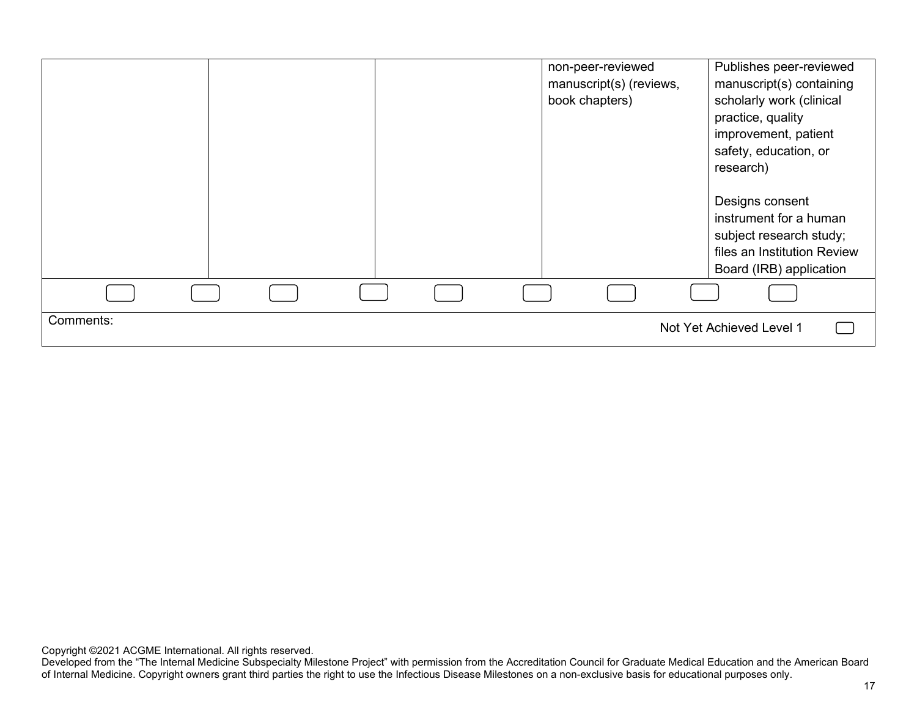| | | | | |
|---|---|---|---|---|
| | | | non-peer-reviewed manuscript(s) (reviews, book chapters) | Publishes peer-reviewed manuscript(s) containing scholarly work (clinical practice, quality improvement, patient safety, education, or research)<br><br>Designs consent instrument for a human subject research study; files an Institution Review Board (IRB) application |
| ☐ ☐ | ☐ | ☐ ☐ | ☐ ☐ | ☐ ☐ |

Comments: Not Yet Achieved Level 1 ☐

Copyright ©2021 ACGME International. All rights reserved.
Developed from the "The Internal Medicine Subspecialty Milestone Project" with permission from the Accreditation Council for Graduate Medical Education and the American Board of Internal Medicine. Copyright owners grant third parties the right to use the Infectious Disease Milestones on a non-exclusive basis for educational purposes only.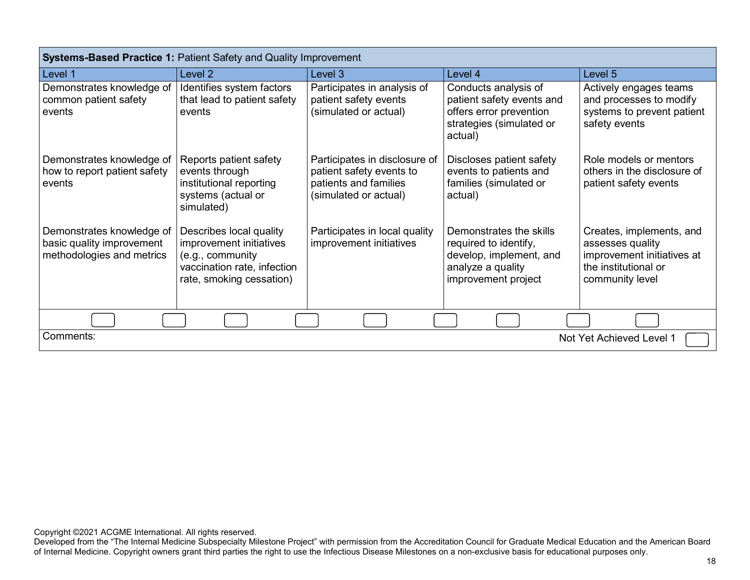| **Systems-Based Practice 1:** Patient Safety and Quality Improvement | | | | |
|---|---|---|---|---|
| Level 1 | Level 2 | Level 3 | Level 4 | Level 5 |
| Demonstrates knowledge of common patient safety events | Identifies system factors that lead to patient safety events | Participates in analysis of patient safety events (simulated or actual) | Conducts analysis of patient safety events and offers error prevention strategies (simulated or actual) | Actively engages teams and processes to modify systems to prevent patient safety events |
| Demonstrates knowledge of how to report patient safety events | Reports patient safety events through institutional reporting systems (actual or simulated) | Participates in disclosure of patient safety events to patients and families (simulated or actual) | Discloses patient safety events to patients and families (simulated or actual) | Role models or mentors others in the disclosure of patient safety events |
| Demonstrates knowledge of basic quality improvement methodologies and metrics | Describes local quality improvement initiatives (e.g., community vaccination rate, infection rate, smoking cessation) | Participates in local quality improvement initiatives | Demonstrates the skills required to identify, develop, implement, and analyze a quality improvement project | Creates, implements, and assesses quality improvement initiatives at the institutional or community level |

Comments:

Not Yet Achieved Level 1

Copyright ©2021 ACGME International. All rights reserved.
Developed from the "The Internal Medicine Subspecialty Milestone Project" with permission from the Accreditation Council for Graduate Medical Education and the American Board of Internal Medicine. Copyright owners grant third parties the right to use the Infectious Disease Milestones on a non-exclusive basis for educational purposes only.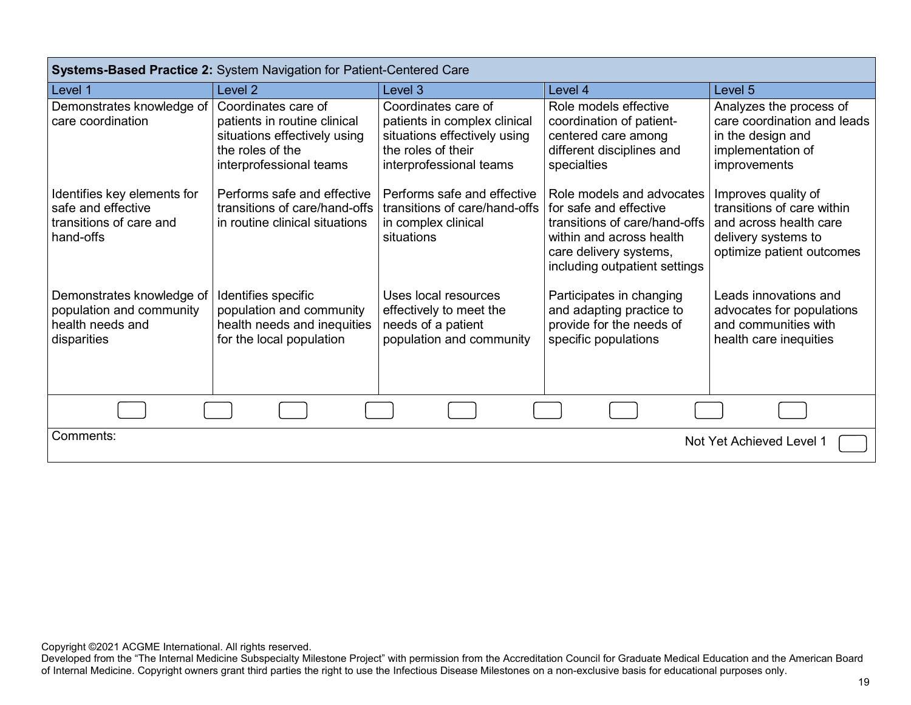| **Systems-Based Practice 2:** System Navigation for Patient-Centered Care | | | | |
|---|---|---|---|---|
| Level 1 | Level 2 | Level 3 | Level 4 | Level 5 |
| Demonstrates knowledge of care coordination | Coordinates care of patients in routine clinical situations effectively using the roles of the interprofessional teams | Coordinates care of patients in complex clinical situations effectively using the roles of their interprofessional teams | Role models effective coordination of patient-centered care among different disciplines and specialties | Analyzes the process of care coordination and leads in the design and implementation of improvements |
| Identifies key elements for safe and effective transitions of care and hand-offs | Performs safe and effective transitions of care/hand-offs in routine clinical situations | Performs safe and effective transitions of care/hand-offs in complex clinical situations | Role models and advocates for safe and effective transitions of care/hand-offs within and across health care delivery systems, including outpatient settings | Improves quality of transitions of care within and across health care delivery systems to optimize patient outcomes |
| Demonstrates knowledge of population and community health needs and disparities | Identifies specific population and community health needs and inequities for the local population | Uses local resources effectively to meet the needs of a patient population and community | Participates in changing and adapting practice to provide for the needs of specific populations | Leads innovations and advocates for populations and communities with health care inequities |

Comments:

Not Yet Achieved Level 1

Copyright ©2021 ACGME International. All rights reserved.
Developed from the "The Internal Medicine Subspecialty Milestone Project" with permission from the Accreditation Council for Graduate Medical Education and the American Board of Internal Medicine. Copyright owners grant third parties the right to use the Infectious Disease Milestones on a non-exclusive basis for educational purposes only.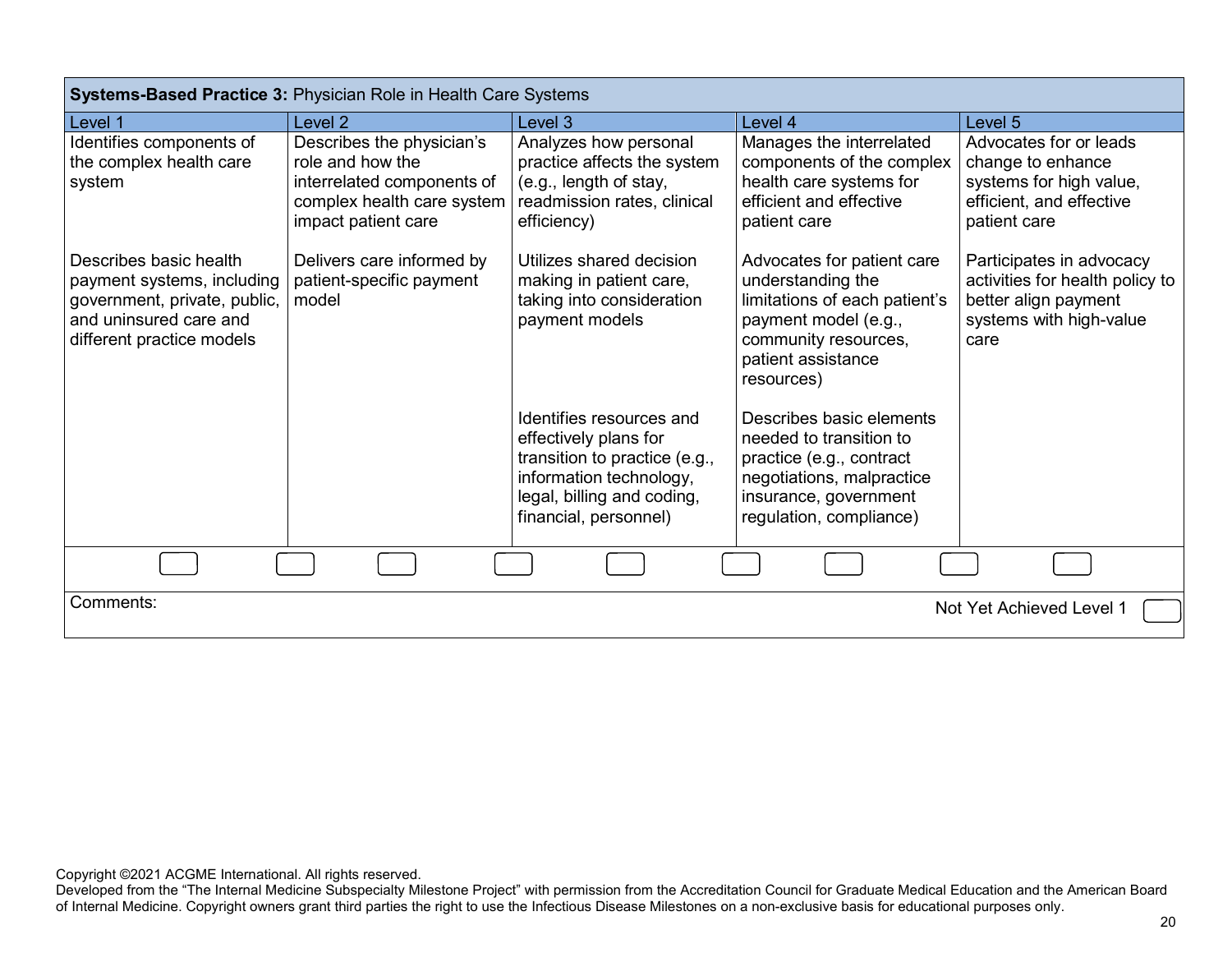| **Systems-Based Practice 3:** Physician Role in Health Care Systems | | | | |
|---|---|---|---|---|
| Level 1 | Level 2 | Level 3 | Level 4 | Level 5 |
| Identifies components of the complex health care system | Describes the physician's role and how the interrelated components of complex health care system impact patient care | Analyzes how personal practice affects the system (e.g., length of stay, readmission rates, clinical efficiency) | Manages the interrelated components of the complex health care systems for efficient and effective patient care | Advocates for or leads change to enhance systems for high value, efficient, and effective patient care |
| Describes basic health payment systems, including government, private, public, and uninsured care and different practice models | Delivers care informed by patient-specific payment model | Utilizes shared decision making in patient care, taking into consideration payment models | Advocates for patient care understanding the limitations of each patient's payment model (e.g., community resources, patient assistance resources) | Participates in advocacy activities for health policy to better align payment systems with high-value care |
| | | Identifies resources and effectively plans for transition to practice (e.g., information technology, legal, billing and coding, financial, personnel) | Describes basic elements needed to transition to practice (e.g., contract negotiations, malpractice insurance, government regulation, compliance) | |

Comments:

Not Yet Achieved Level 1

Copyright ©2021 ACGME International. All rights reserved.
Developed from the "The Internal Medicine Subspecialty Milestone Project" with permission from the Accreditation Council for Graduate Medical Education and the American Board of Internal Medicine. Copyright owners grant third parties the right to use the Infectious Disease Milestones on a non-exclusive basis for educational purposes only.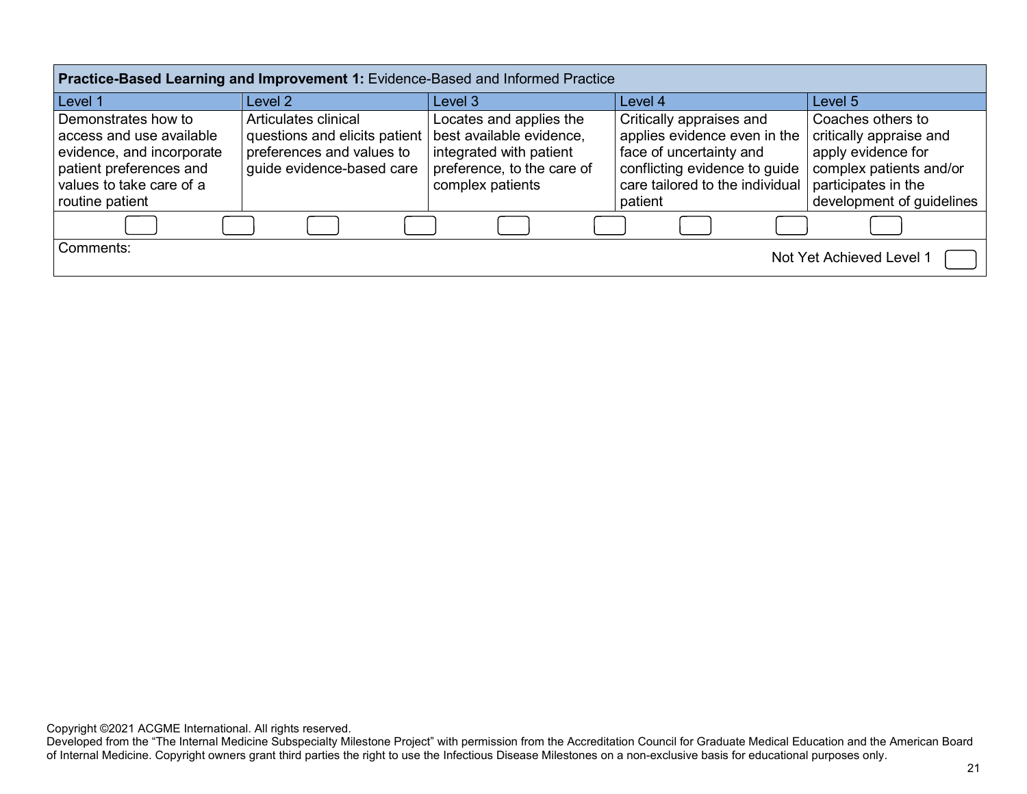| **Practice-Based Learning and Improvement 1:** Evidence-Based and Informed Practice | | | | |
|---|---|---|---|---|
| Level 1 | Level 2 | Level 3 | Level 4 | Level 5 |
| Demonstrates how to access and use available evidence, and incorporate patient preferences and values to take care of a routine patient | Articulates clinical questions and elicits patient preferences and values to guide evidence-based care | Locates and applies the best available evidence, integrated with patient preference, to the care of complex patients | Critically appraises and applies evidence even in the face of uncertainty and conflicting evidence to guide care tailored to the individual patient | Coaches others to critically appraise and apply evidence for complex patients and/or participates in the development of guidelines |

Comments:

Not Yet Achieved Level 1

Copyright ©2021 ACGME International. All rights reserved.
Developed from the "The Internal Medicine Subspecialty Milestone Project" with permission from the Accreditation Council for Graduate Medical Education and the American Board of Internal Medicine. Copyright owners grant third parties the right to use the Infectious Disease Milestones on a non-exclusive basis for educational purposes only.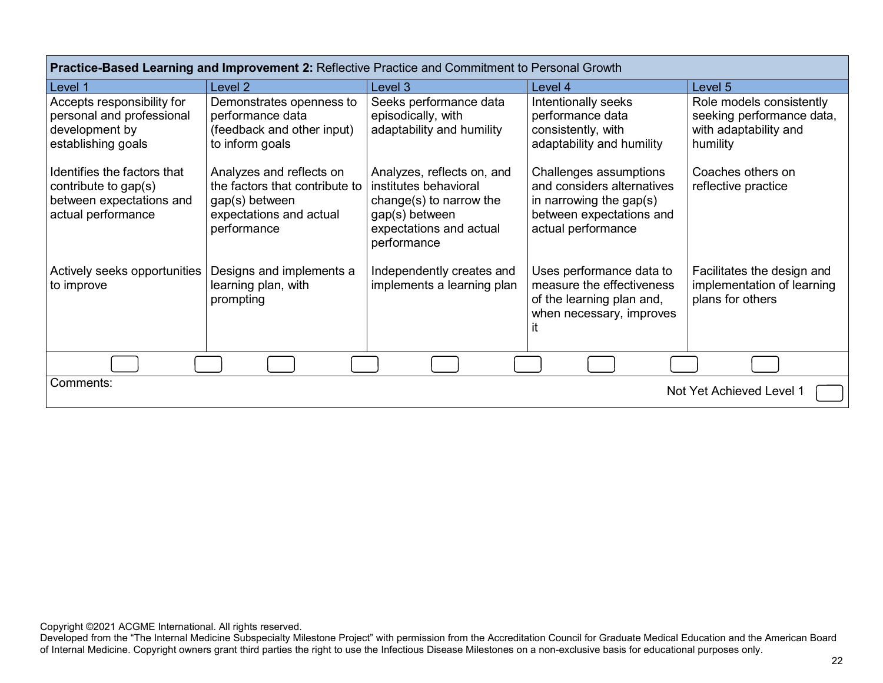| **Practice-Based Learning and Improvement 2:** Reflective Practice and Commitment to Personal Growth | | | | |
|---|---|---|---|---|
| Level 1 | Level 2 | Level 3 | Level 4 | Level 5 |
| Accepts responsibility for personal and professional development by establishing goals | Demonstrates openness to performance data (feedback and other input) to inform goals | Seeks performance data episodically, with adaptability and humility | Intentionally seeks performance data consistently, with adaptability and humility | Role models consistently seeking performance data, with adaptability and humility |
| Identifies the factors that contribute to gap(s) between expectations and actual performance | Analyzes and reflects on the factors that contribute to gap(s) between expectations and actual performance | Analyzes, reflects on, and institutes behavioral change(s) to narrow the gap(s) between expectations and actual performance | Challenges assumptions and considers alternatives in narrowing the gap(s) between expectations and actual performance | Coaches others on reflective practice |
| Actively seeks opportunities to improve | Designs and implements a learning plan, with prompting | Independently creates and implements a learning plan | Uses performance data to measure the effectiveness of the learning plan and, when necessary, improves it | Facilitates the design and implementation of learning plans for others |

Comments:

Not Yet Achieved Level 1

Copyright ©2021 ACGME International. All rights reserved.
Developed from the "The Internal Medicine Subspecialty Milestone Project" with permission from the Accreditation Council for Graduate Medical Education and the American Board of Internal Medicine. Copyright owners grant third parties the right to use the Infectious Disease Milestones on a non-exclusive basis for educational purposes only.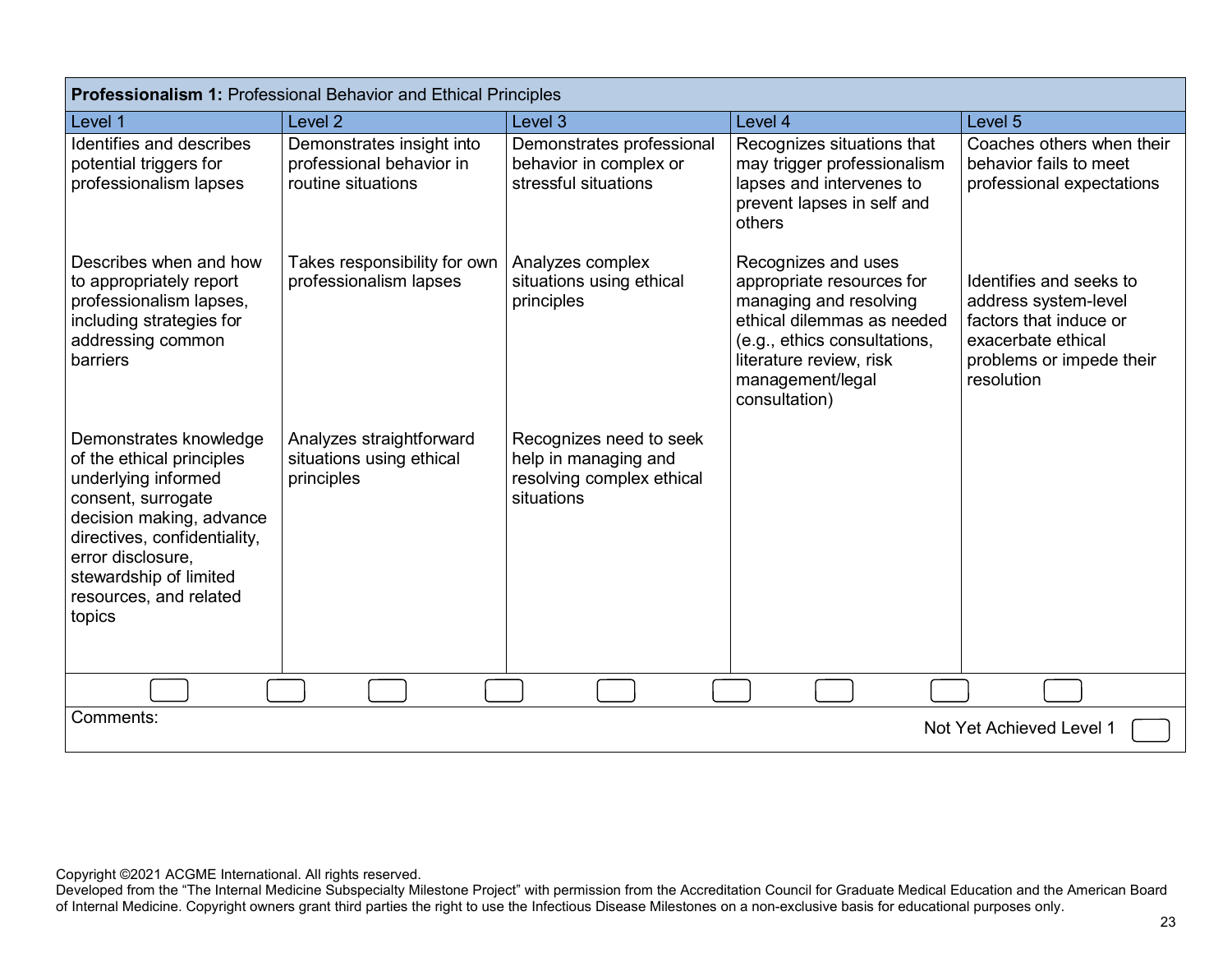**Professionalism 1:** Professional Behavior and Ethical Principles

| Level 1 | Level 2 | Level 3 | Level 4 | Level 5 |
|---|---|---|---|---|
| Identifies and describes potential triggers for professionalism lapses | Demonstrates insight into professional behavior in routine situations | Demonstrates professional behavior in complex or stressful situations | Recognizes situations that may trigger professionalism lapses and intervenes to prevent lapses in self and others | Coaches others when their behavior fails to meet professional expectations |
| Describes when and how to appropriately report professionalism lapses, including strategies for addressing common barriers | Takes responsibility for own professionalism lapses | Analyzes complex situations using ethical principles | Recognizes and uses appropriate resources for managing and resolving ethical dilemmas as needed (e.g., ethics consultations, literature review, risk management/legal consultation) | Identifies and seeks to address system-level factors that induce or exacerbate ethical problems or impede their resolution |
| Demonstrates knowledge of the ethical principles underlying informed consent, surrogate decision making, advance directives, confidentiality, error disclosure, stewardship of limited resources, and related topics | Analyzes straightforward situations using ethical principles | Recognizes need to seek help in managing and resolving complex ethical situations | | |

Comments:

Not Yet Achieved Level 1

Copyright ©2021 ACGME International. All rights reserved.
Developed from the "The Internal Medicine Subspecialty Milestone Project" with permission from the Accreditation Council for Graduate Medical Education and the American Board of Internal Medicine. Copyright owners grant third parties the right to use the Infectious Disease Milestones on a non-exclusive basis for educational purposes only.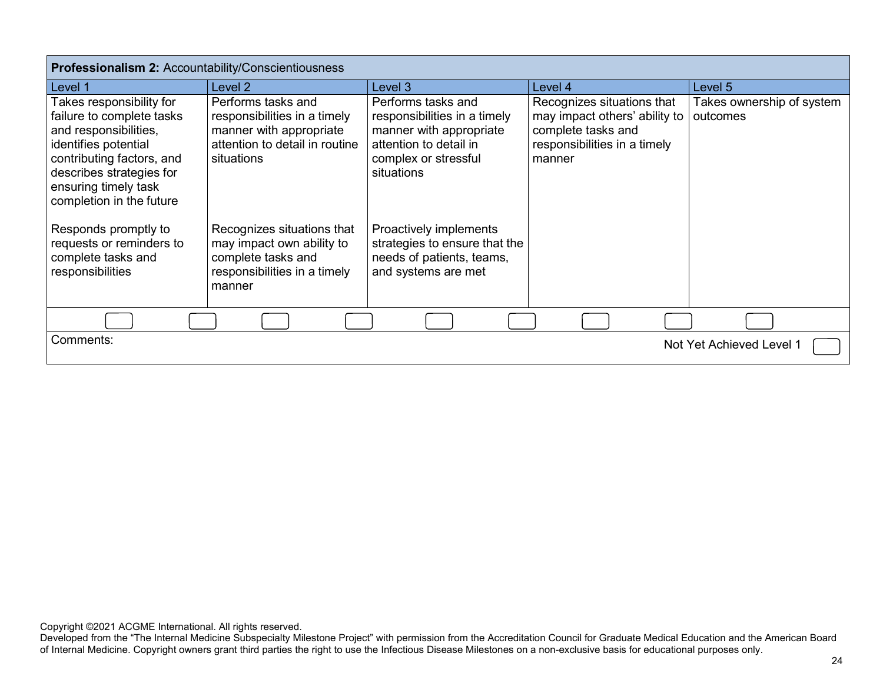| **Professionalism 2:** Accountability/Conscientiousness | | | | |
|---|---|---|---|---|
| Level 1 | Level 2 | Level 3 | Level 4 | Level 5 |
| Takes responsibility for failure to complete tasks and responsibilities, identifies potential contributing factors, and describes strategies for ensuring timely task completion in the future | Performs tasks and responsibilities in a timely manner with appropriate attention to detail in routine situations | Performs tasks and responsibilities in a timely manner with appropriate attention to detail in complex or stressful situations | Recognizes situations that may impact others' ability to complete tasks and responsibilities in a timely manner | Takes ownership of system outcomes |
| Responds promptly to requests or reminders to complete tasks and responsibilities | Recognizes situations that may impact own ability to complete tasks and responsibilities in a timely manner | Proactively implements strategies to ensure that the needs of patients, teams, and systems are met | | |

Comments:

Not Yet Achieved Level 1

Copyright ©2021 ACGME International. All rights reserved.
Developed from the "The Internal Medicine Subspecialty Milestone Project" with permission from the Accreditation Council for Graduate Medical Education and the American Board of Internal Medicine. Copyright owners grant third parties the right to use the Infectious Disease Milestones on a non-exclusive basis for educational purposes only.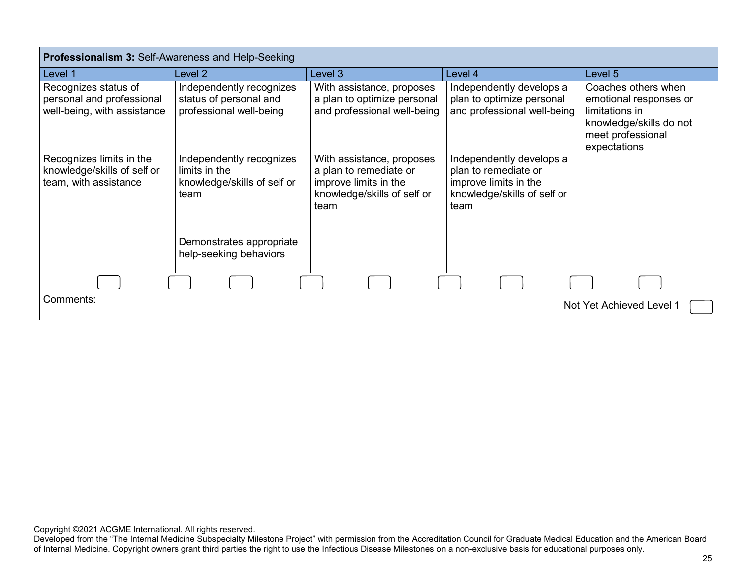| **Professionalism 3:** Self-Awareness and Help-Seeking | | | | |
|---|---|---|---|---|
| Level 1 | Level 2 | Level 3 | Level 4 | Level 5 |
| Recognizes status of personal and professional well-being, with assistance | Independently recognizes status of personal and professional well-being | With assistance, proposes a plan to optimize personal and professional well-being | Independently develops a plan to optimize personal and professional well-being | Coaches others when emotional responses or limitations in knowledge/skills do not meet professional expectations |
| Recognizes limits in the knowledge/skills of self or team, with assistance | Independently recognizes limits in the knowledge/skills of self or team | With assistance, proposes a plan to remediate or improve limits in the knowledge/skills of self or team | Independently develops a plan to remediate or improve limits in the knowledge/skills of self or team | |
| | Demonstrates appropriate help-seeking behaviors | | | |

Comments:

Not Yet Achieved Level 1

Copyright ©2021 ACGME International. All rights reserved.
Developed from the "The Internal Medicine Subspecialty Milestone Project" with permission from the Accreditation Council for Graduate Medical Education and the American Board of Internal Medicine. Copyright owners grant third parties the right to use the Infectious Disease Milestones on a non-exclusive basis for educational purposes only.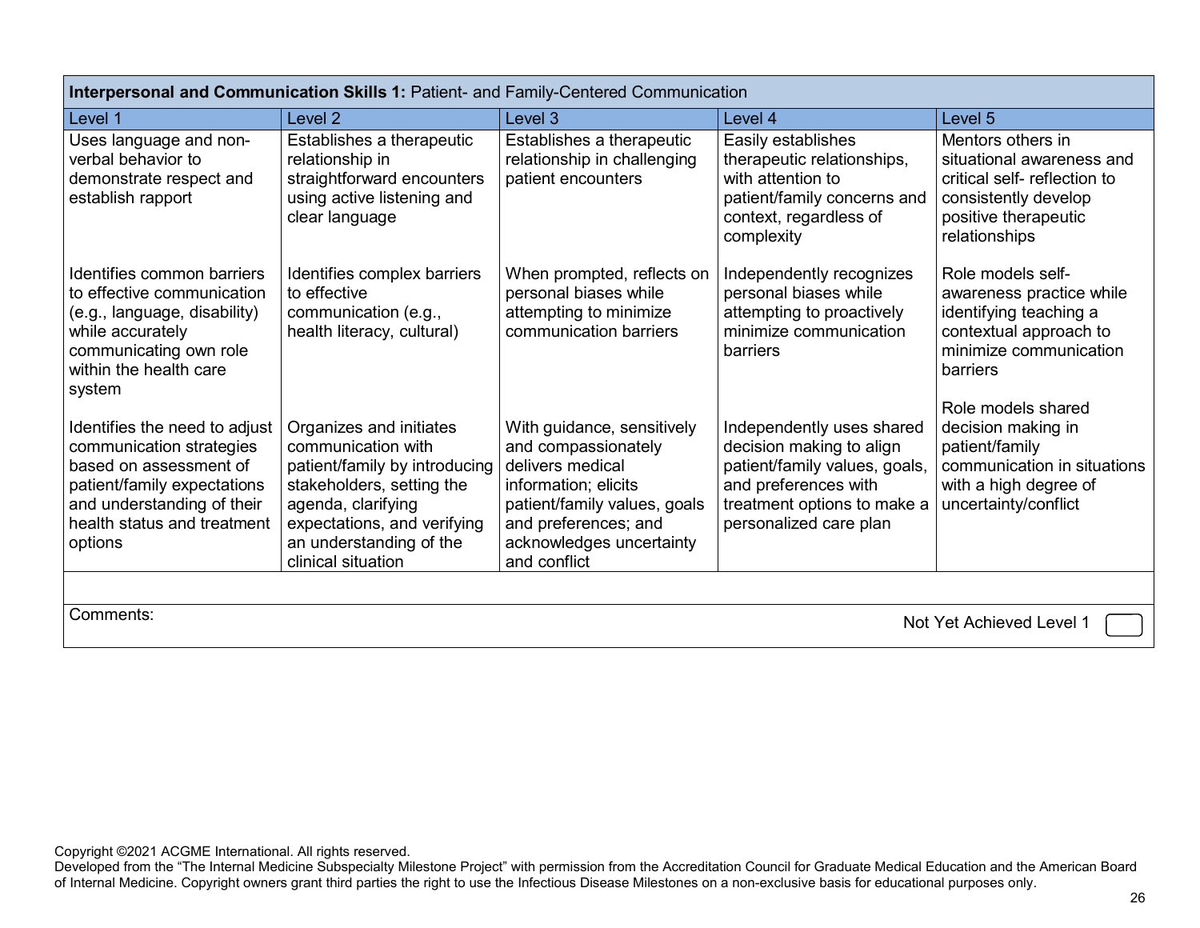| **Interpersonal and Communication Skills 1:** Patient- and Family-Centered Communication | | | | |
|---|---|---|---|---|
| Level 1 | Level 2 | Level 3 | Level 4 | Level 5 |
| Uses language and non-verbal behavior to demonstrate respect and establish rapport | Establishes a therapeutic relationship in straightforward encounters using active listening and clear language | Establishes a therapeutic relationship in challenging patient encounters | Easily establishes therapeutic relationships, with attention to patient/family concerns and context, regardless of complexity | Mentors others in situational awareness and critical self- reflection to consistently develop positive therapeutic relationships |
| Identifies common barriers to effective communication (e.g., language, disability) while accurately communicating own role within the health care system | Identifies complex barriers to effective communication (e.g., health literacy, cultural) | When prompted, reflects on personal biases while attempting to minimize communication barriers | Independently recognizes personal biases while attempting to proactively minimize communication barriers | Role models self-awareness practice while identifying teaching a contextual approach to minimize communication barriers |
| Identifies the need to adjust communication strategies based on assessment of patient/family expectations and understanding of their health status and treatment options | Organizes and initiates communication with patient/family by introducing stakeholders, setting the agenda, clarifying expectations, and verifying an understanding of the clinical situation | With guidance, sensitively and compassionately delivers medical information; elicits patient/family values, goals and preferences; and acknowledges uncertainty and conflict | Independently uses shared decision making to align patient/family values, goals, and preferences with treatment options to make a personalized care plan | Role models shared decision making in patient/family communication in situations with a high degree of uncertainty/conflict |

Comments:

Not Yet Achieved Level 1

Copyright ©2021 ACGME International. All rights reserved.
Developed from the "The Internal Medicine Subspecialty Milestone Project" with permission from the Accreditation Council for Graduate Medical Education and the American Board of Internal Medicine. Copyright owners grant third parties the right to use the Infectious Disease Milestones on a non-exclusive basis for educational purposes only.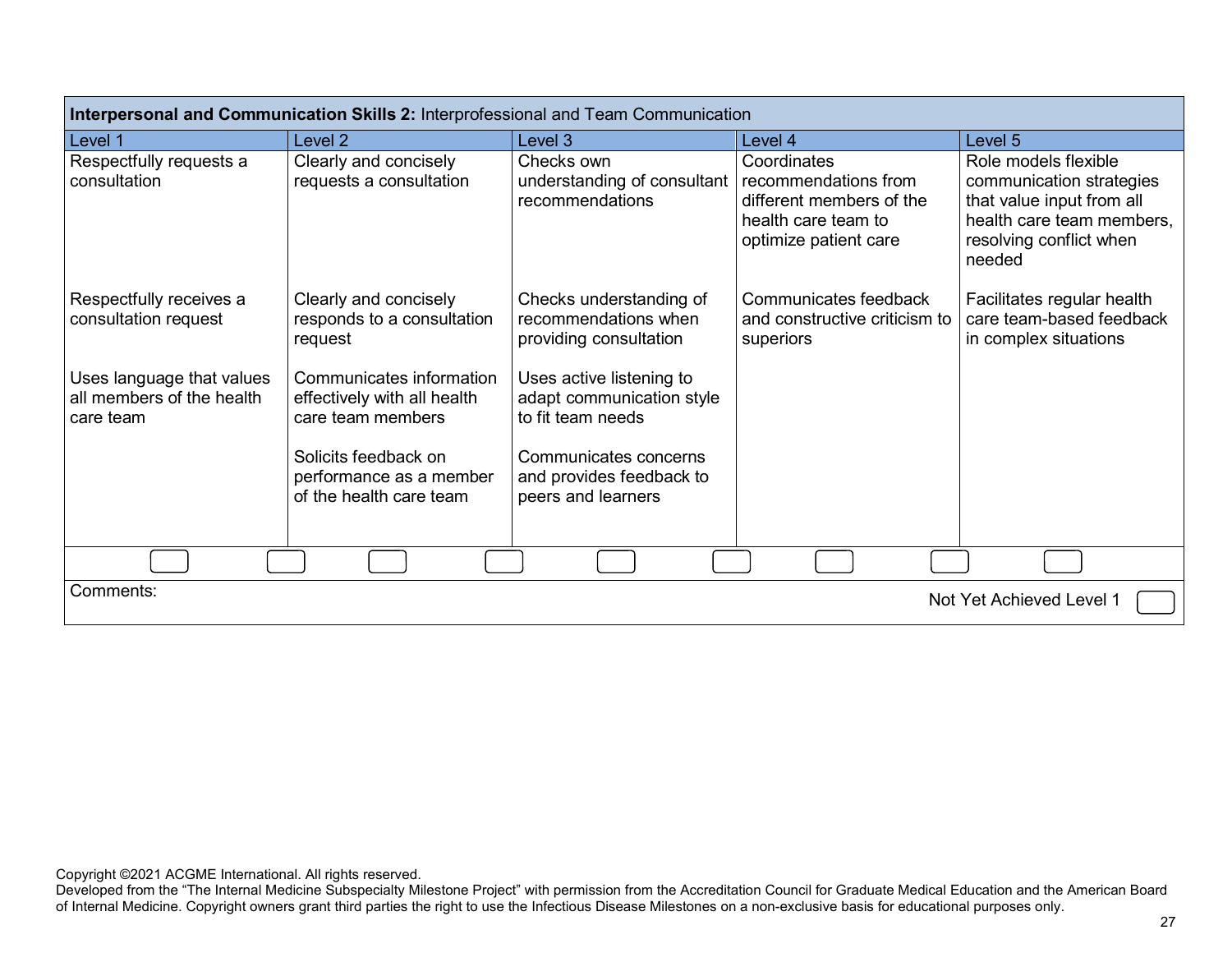| **Interpersonal and Communication Skills 2:** Interprofessional and Team Communication | | | | |
|---|---|---|---|---|
| Level 1 | Level 2 | Level 3 | Level 4 | Level 5 |
| Respectfully requests a consultation | Clearly and concisely requests a consultation | Checks own understanding of consultant recommendations | Coordinates recommendations from different members of the health care team to optimize patient care | Role models flexible communication strategies that value input from all health care team members, resolving conflict when needed |
| Respectfully receives a consultation request | Clearly and concisely responds to a consultation request | Checks understanding of recommendations when providing consultation | Communicates feedback and constructive criticism to superiors | Facilitates regular health care team-based feedback in complex situations |
| Uses language that values all members of the health care team | Communicates information effectively with all health care team members | Uses active listening to adapt communication style to fit team needs | | |
| | Solicits feedback on performance as a member of the health care team | Communicates concerns and provides feedback to peers and learners | | |

Comments:

Not Yet Achieved Level 1

Copyright ©2021 ACGME International. All rights reserved.
Developed from the "The Internal Medicine Subspecialty Milestone Project" with permission from the Accreditation Council for Graduate Medical Education and the American Board of Internal Medicine. Copyright owners grant third parties the right to use the Infectious Disease Milestones on a non-exclusive basis for educational purposes only.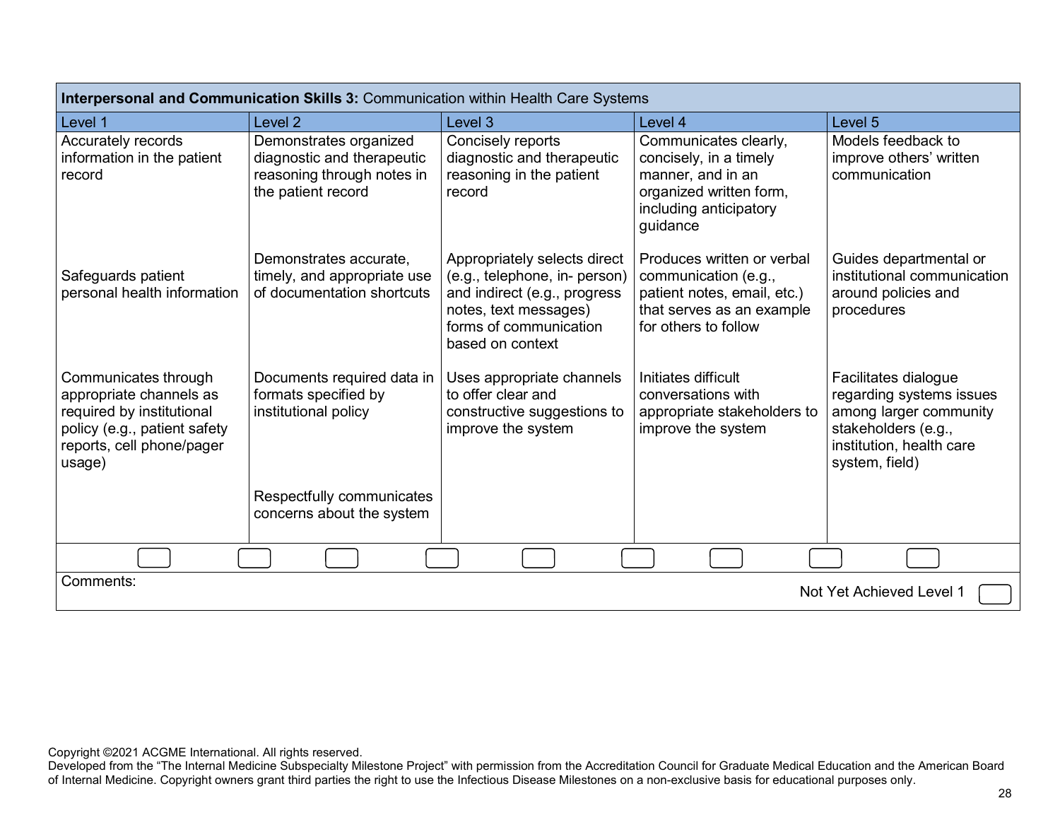| Interpersonal and Communication Skills 3: Communication within Health Care Systems | | | | |
|---|---|---|---|---|
| Level 1 | Level 2 | Level 3 | Level 4 | Level 5 |
| Accurately records information in the patient record | Demonstrates organized diagnostic and therapeutic reasoning through notes in the patient record | Concisely reports diagnostic and therapeutic reasoning in the patient record | Communicates clearly, concisely, in a timely manner, and in an organized written form, including anticipatory guidance | Models feedback to improve others' written communication |
| Safeguards patient personal health information | Demonstrates accurate, timely, and appropriate use of documentation shortcuts | Appropriately selects direct (e.g., telephone, in- person) and indirect (e.g., progress notes, text messages) forms of communication based on context | Produces written or verbal communication (e.g., patient notes, email, etc.) that serves as an example for others to follow | Guides departmental or institutional communication around policies and procedures |
| Communicates through appropriate channels as required by institutional policy (e.g., patient safety reports, cell phone/pager usage) | Documents required data in formats specified by institutional policy | Uses appropriate channels to offer clear and constructive suggestions to improve the system | Initiates difficult conversations with appropriate stakeholders to improve the system | Facilitates dialogue regarding systems issues among larger community stakeholders (e.g., institution, health care system, field) |
| | Respectfully communicates concerns about the system | | | |

Comments:

Not Yet Achieved Level 1

Copyright ©2021 ACGME International. All rights reserved.
Developed from the "The Internal Medicine Subspecialty Milestone Project" with permission from the Accreditation Council for Graduate Medical Education and the American Board of Internal Medicine. Copyright owners grant third parties the right to use the Infectious Disease Milestones on a non-exclusive basis for educational purposes only.